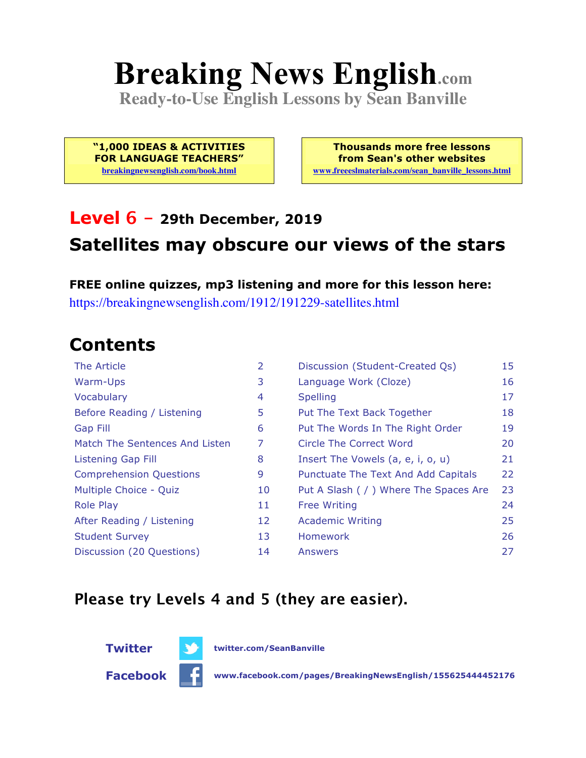# Breaking News English.com

**Ready-to-Use English Lessons by Sean Banville**

**"1,000 IDEAS & ACTIVITIES FOR LANGUAGE TEACHERS"**
breakingnewsenglish.com/book.html

**Thousands more free lessons from Sean's other websites**
www.freeeslmaterials.com/sean_banville_lessons.html

## Level 6 – 29th December, 2019

## Satellites may obscure our views of the stars

**FREE online quizzes, mp3 listening and more for this lesson here:**
https://breakingnewsenglish.com/1912/191229-satellites.html

## Contents

| | | | |
|---|---|---|---|
| The Article | 2 | Discussion (Student-Created Qs) | 15 |
| Warm-Ups | 3 | Language Work (Cloze) | 16 |
| Vocabulary | 4 | Spelling | 17 |
| Before Reading / Listening | 5 | Put The Text Back Together | 18 |
| Gap Fill | 6 | Put The Words In The Right Order | 19 |
| Match The Sentences And Listen | 7 | Circle The Correct Word | 20 |
| Listening Gap Fill | 8 | Insert The Vowels (a, e, i, o, u) | 21 |
| Comprehension Questions | 9 | Punctuate The Text And Add Capitals | 22 |
| Multiple Choice - Quiz | 10 | Put A Slash ( / ) Where The Spaces Are | 23 |
| Role Play | 11 | Free Writing | 24 |
| After Reading / Listening | 12 | Academic Writing | 25 |
| Student Survey | 13 | Homework | 26 |
| Discussion (20 Questions) | 14 | Answers | 27 |

**Please try Levels 4 and 5 (they are easier).**

**Twitter** twitter.com/SeanBanville

**Facebook** www.facebook.com/pages/BreakingNewsEnglish/155625444452176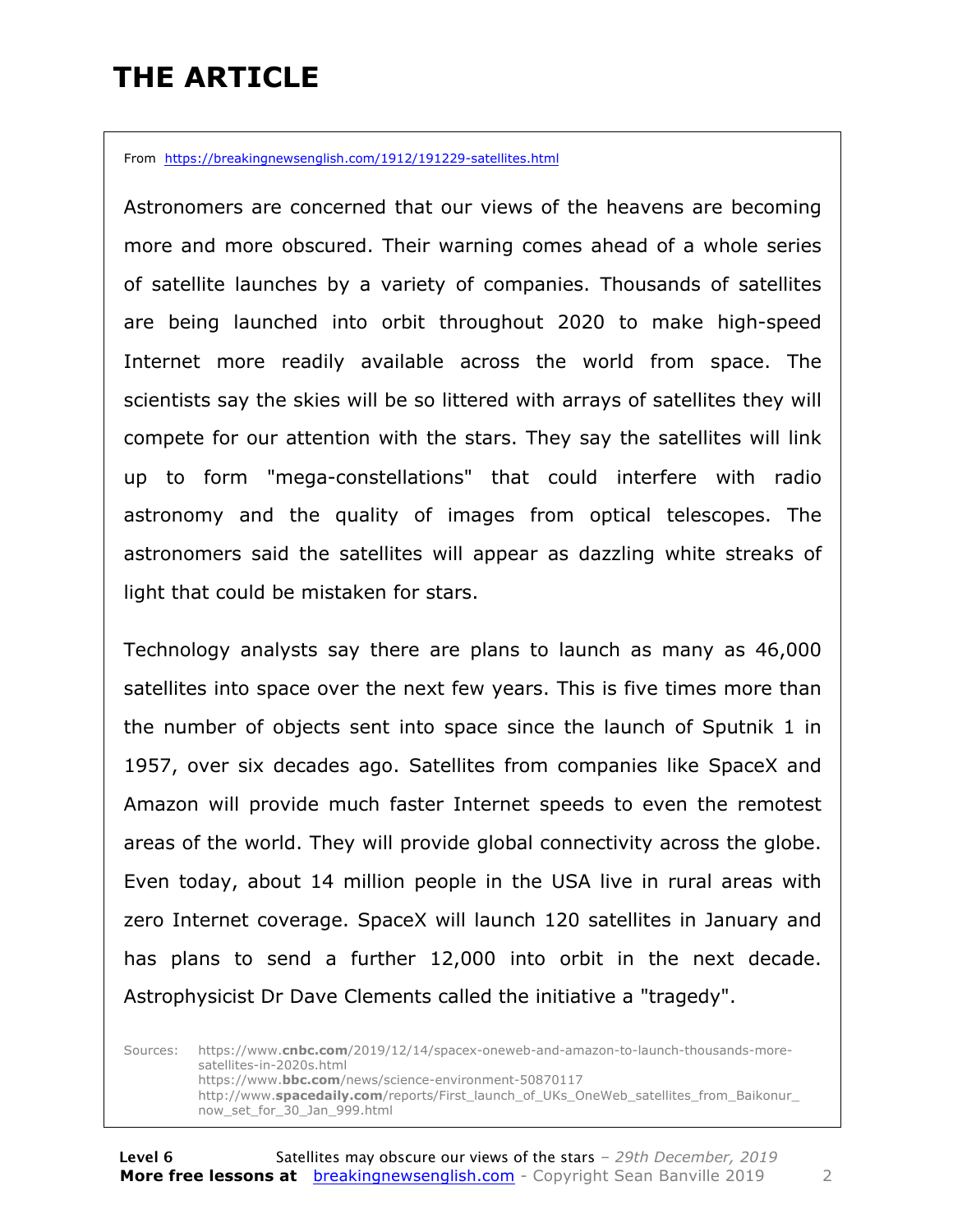# THE ARTICLE

From https://breakingnewsenglish.com/1912/191229-satellites.html

Astronomers are concerned that our views of the heavens are becoming more and more obscured. Their warning comes ahead of a whole series of satellite launches by a variety of companies. Thousands of satellites are being launched into orbit throughout 2020 to make high-speed Internet more readily available across the world from space. The scientists say the skies will be so littered with arrays of satellites they will compete for our attention with the stars. They say the satellites will link up to form "mega-constellations" that could interfere with radio astronomy and the quality of images from optical telescopes. The astronomers said the satellites will appear as dazzling white streaks of light that could be mistaken for stars.

Technology analysts say there are plans to launch as many as 46,000 satellites into space over the next few years. This is five times more than the number of objects sent into space since the launch of Sputnik 1 in 1957, over six decades ago. Satellites from companies like SpaceX and Amazon will provide much faster Internet speeds to even the remotest areas of the world. They will provide global connectivity across the globe. Even today, about 14 million people in the USA live in rural areas with zero Internet coverage. SpaceX will launch 120 satellites in January and has plans to send a further 12,000 into orbit in the next decade. Astrophysicist Dr Dave Clements called the initiative a "tragedy".

Sources: https://www.cnbc.com/2019/12/14/spacex-oneweb-and-amazon-to-launch-thousands-more-satellites-in-2020s.html
https://www.bbc.com/news/science-environment-50870117
http://www.spacedaily.com/reports/First_launch_of_UKs_OneWeb_satellites_from_Baikonur_now_set_for_30_Jan_999.html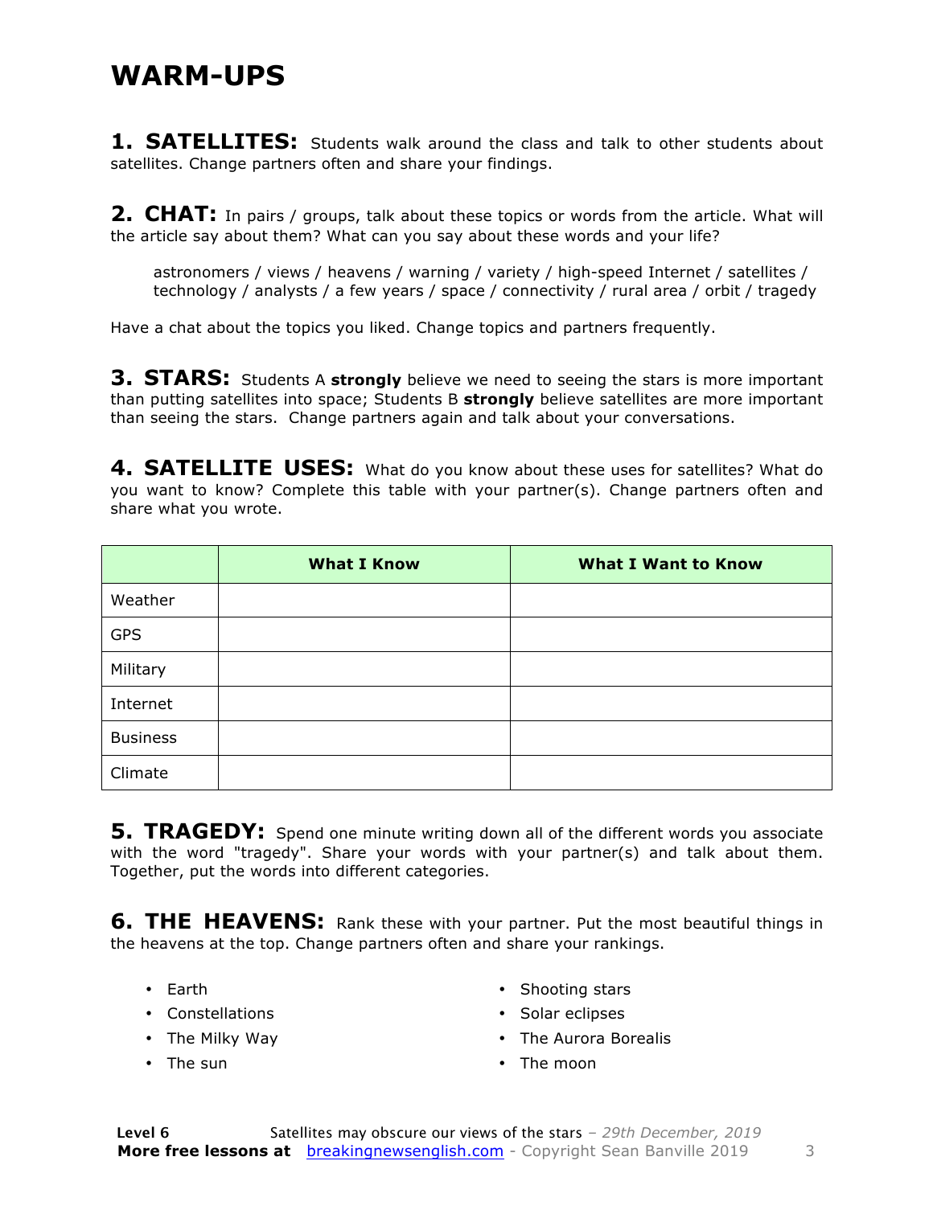# WARM-UPS

**1. SATELLITES:** Students walk around the class and talk to other students about satellites. Change partners often and share your findings.

**2. CHAT:** In pairs / groups, talk about these topics or words from the article. What will the article say about them? What can you say about these words and your life?

> astronomers / views / heavens / warning / variety / high-speed Internet / satellites / technology / analysts / a few years / space / connectivity / rural area / orbit / tragedy

Have a chat about the topics you liked. Change topics and partners frequently.

**3. STARS:** Students A **strongly** believe we need to seeing the stars is more important than putting satellites into space; Students B **strongly** believe satellites are more important than seeing the stars. Change partners again and talk about your conversations.

**4. SATELLITE USES:** What do you know about these uses for satellites? What do you want to know? Complete this table with your partner(s). Change partners often and share what you wrote.

| | **What I Know** | **What I Want to Know** |
|---|---|---|
| Weather | | |
| GPS | | |
| Military | | |
| Internet | | |
| Business | | |
| Climate | | |

**5. TRAGEDY:** Spend one minute writing down all of the different words you associate with the word "tragedy". Share your words with your partner(s) and talk about them. Together, put the words into different categories.

**6. THE HEAVENS:** Rank these with your partner. Put the most beautiful things in the heavens at the top. Change partners often and share your rankings.

- Earth
- Constellations
- The Milky Way
- The sun
- Shooting stars
- Solar eclipses
- The Aurora Borealis
- The moon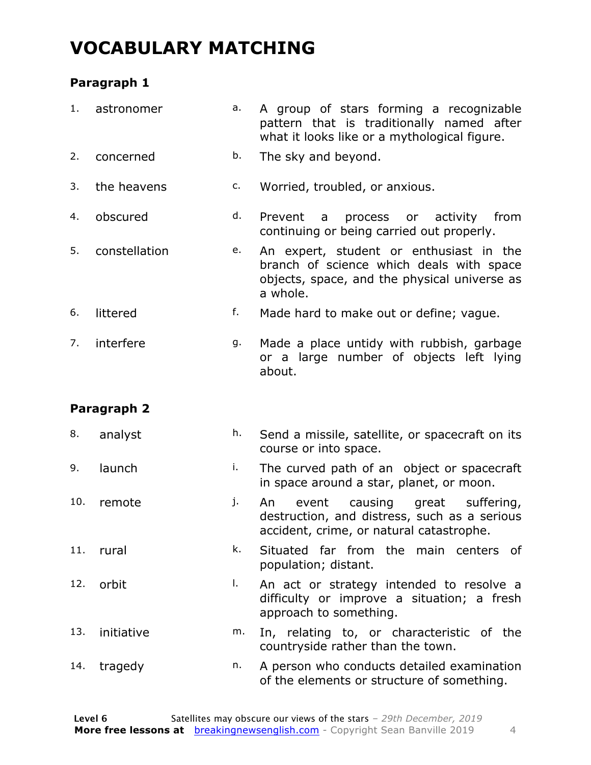# VOCABULARY MATCHING

### Paragraph 1

| | | | |
|---|---|---|---|
| 1. | astronomer | a. | A group of stars forming a recognizable pattern that is traditionally named after what it looks like or a mythological figure. |
| 2. | concerned | b. | The sky and beyond. |
| 3. | the heavens | c. | Worried, troubled, or anxious. |
| 4. | obscured | d. | Prevent a process or activity from continuing or being carried out properly. |
| 5. | constellation | e. | An expert, student or enthusiast in the branch of science which deals with space objects, space, and the physical universe as a whole. |
| 6. | littered | f. | Made hard to make out or define; vague. |
| 7. | interfere | g. | Made a place untidy with rubbish, garbage or a large number of objects left lying about. |

### Paragraph 2

| | | | |
|---|---|---|---|
| 8. | analyst | h. | Send a missile, satellite, or spacecraft on its course or into space. |
| 9. | launch | i. | The curved path of an object or spacecraft in space around a star, planet, or moon. |
| 10. | remote | j. | An event causing great suffering, destruction, and distress, such as a serious accident, crime, or natural catastrophe. |
| 11. | rural | k. | Situated far from the main centers of population; distant. |
| 12. | orbit | l. | An act or strategy intended to resolve a difficulty or improve a situation; a fresh approach to something. |
| 13. | initiative | m. | In, relating to, or characteristic of the countryside rather than the town. |
| 14. | tragedy | n. | A person who conducts detailed examination of the elements or structure of something. |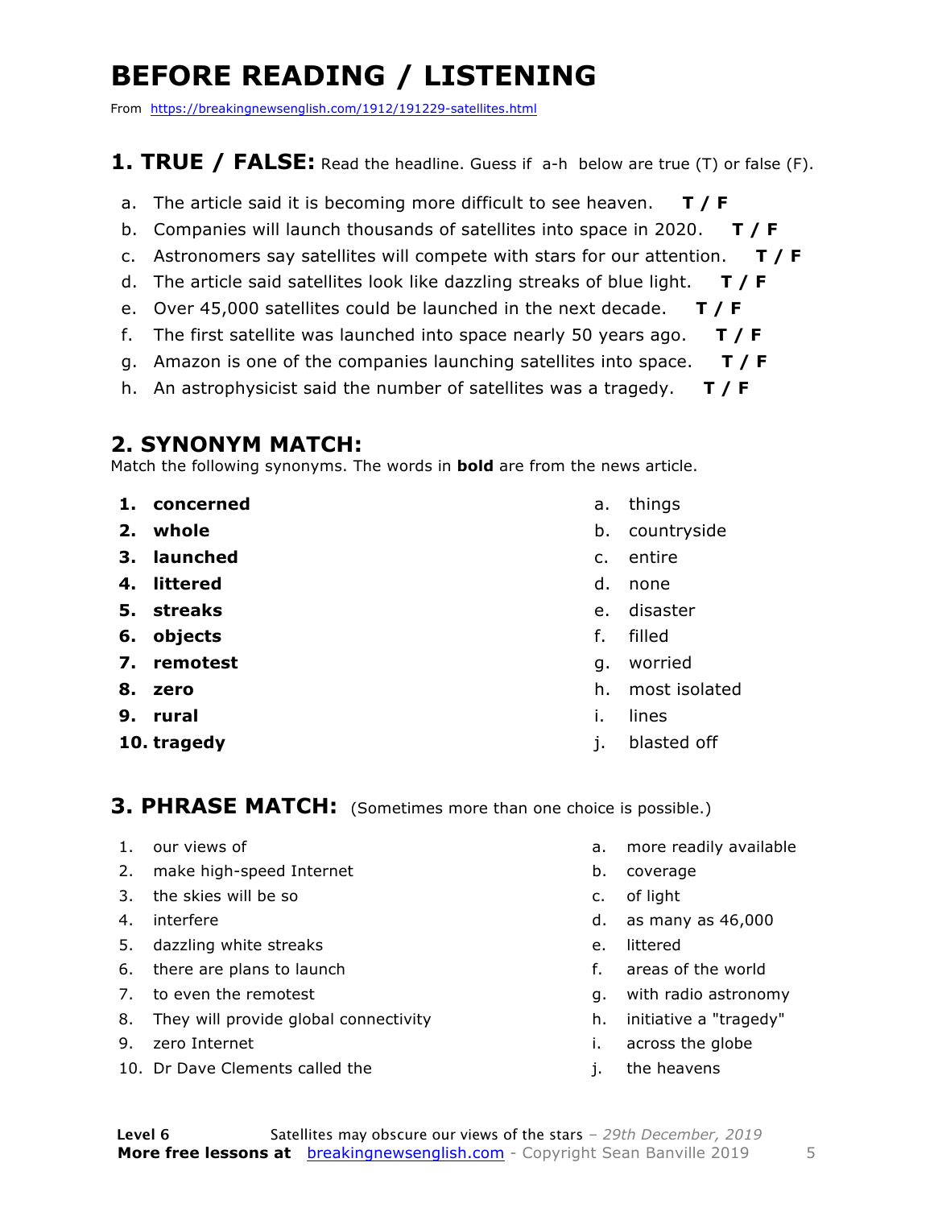# BEFORE READING / LISTENING

From https://breakingnewsenglish.com/1912/191229-satellites.html

## 1. TRUE / FALSE: Read the headline. Guess if a-h below are true (T) or false (F).

a. The article said it is becoming more difficult to see heaven. **T / F**

b. Companies will launch thousands of satellites into space in 2020. **T / F**

c. Astronomers say satellites will compete with stars for our attention. **T / F**

d. The article said satellites look like dazzling streaks of blue light. **T / F**

e. Over 45,000 satellites could be launched in the next decade. **T / F**

f. The first satellite was launched into space nearly 50 years ago. **T / F**

g. Amazon is one of the companies launching satellites into space. **T / F**

h. An astrophysicist said the number of satellites was a tragedy. **T / F**

## 2. SYNONYM MATCH:

Match the following synonyms. The words in **bold** are from the news article.

1. **concerned**
2. **whole**
3. **launched**
4. **littered**
5. **streaks**
6. **objects**
7. **remotest**
8. **zero**
9. **rural**
10. **tragedy**

a. things
b. countryside
c. entire
d. none
e. disaster
f. filled
g. worried
h. most isolated
i. lines
j. blasted off

## 3. PHRASE MATCH: (Sometimes more than one choice is possible.)

1. our views of
2. make high-speed Internet
3. the skies will be so
4. interfere
5. dazzling white streaks
6. there are plans to launch
7. to even the remotest
8. They will provide global connectivity
9. zero Internet
10. Dr Dave Clements called the

a. more readily available
b. coverage
c. of light
d. as many as 46,000
e. littered
f. areas of the world
g. with radio astronomy
h. initiative a "tragedy"
i. across the globe
j. the heavens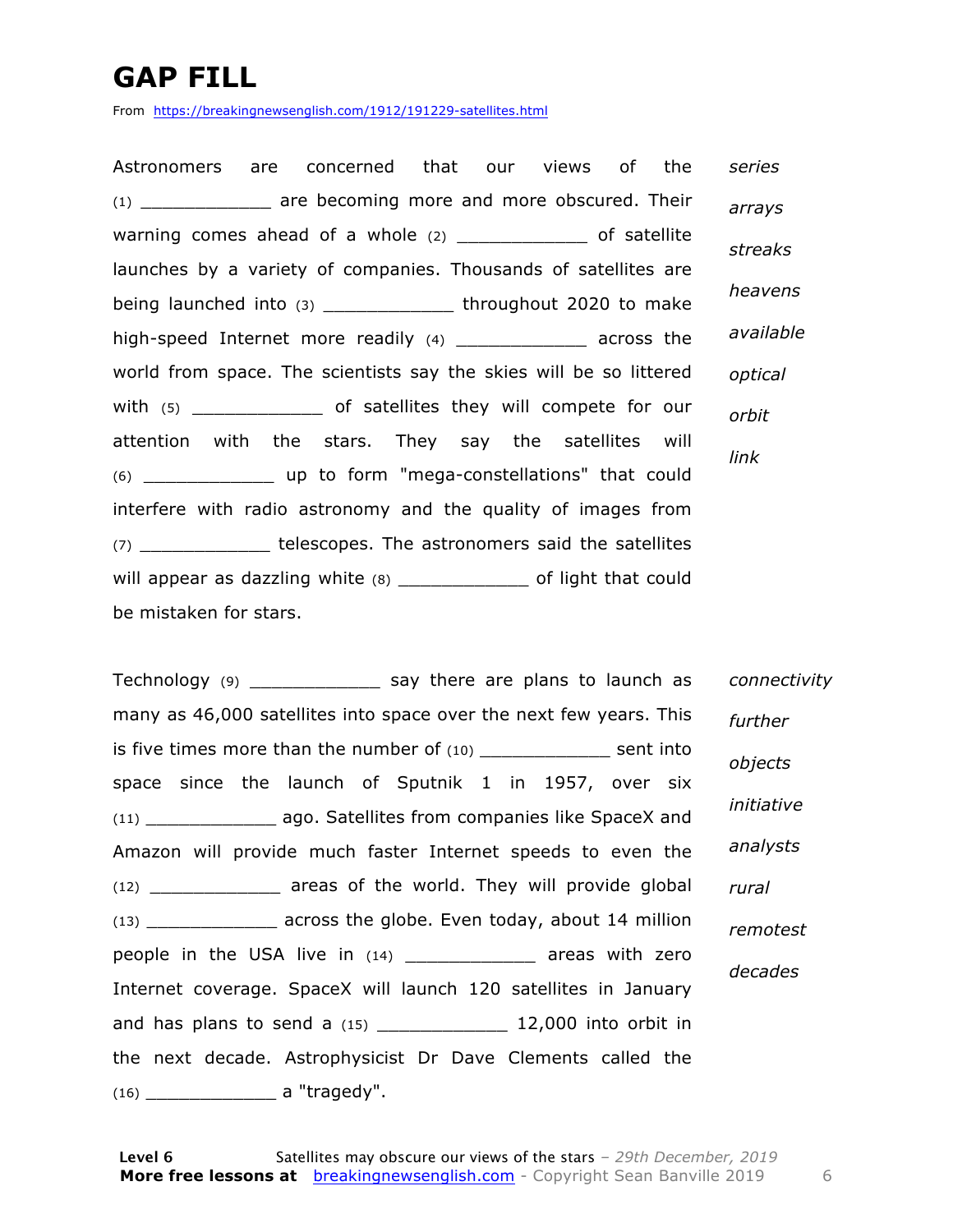# GAP FILL

From https://breakingnewsenglish.com/1912/191229-satellites.html

Astronomers are concerned that our views of the (1) ____________ are becoming more and more obscured. Their warning comes ahead of a whole (2) ____________ of satellite launches by a variety of companies. Thousands of satellites are being launched into (3) ____________ throughout 2020 to make high-speed Internet more readily (4) ____________ across the world from space. The scientists say the skies will be so littered with (5) ____________ of satellites they will compete for our attention with the stars. They say the satellites will (6) ____________ up to form "mega-constellations" that could interfere with radio astronomy and the quality of images from (7) ____________ telescopes. The astronomers said the satellites will appear as dazzling white (8) ____________ of light that could be mistaken for stars.

*series*

*arrays*

*streaks*

*heavens*

*available*

*optical*

*orbit*

*link*

Technology (9) ____________ say there are plans to launch as many as 46,000 satellites into space over the next few years. This is five times more than the number of (10) ____________ sent into space since the launch of Sputnik 1 in 1957, over six (11) ____________ ago. Satellites from companies like SpaceX and Amazon will provide much faster Internet speeds to even the (12) ____________ areas of the world. They will provide global (13) ____________ across the globe. Even today, about 14 million people in the USA live in (14) ____________ areas with zero Internet coverage. SpaceX will launch 120 satellites in January and has plans to send a (15) ____________ 12,000 into orbit in the next decade. Astrophysicist Dr Dave Clements called the (16) ____________ a "tragedy".

*connectivity*

*further*

*objects*

*initiative*

*analysts*

*rural*

*remotest*

*decades*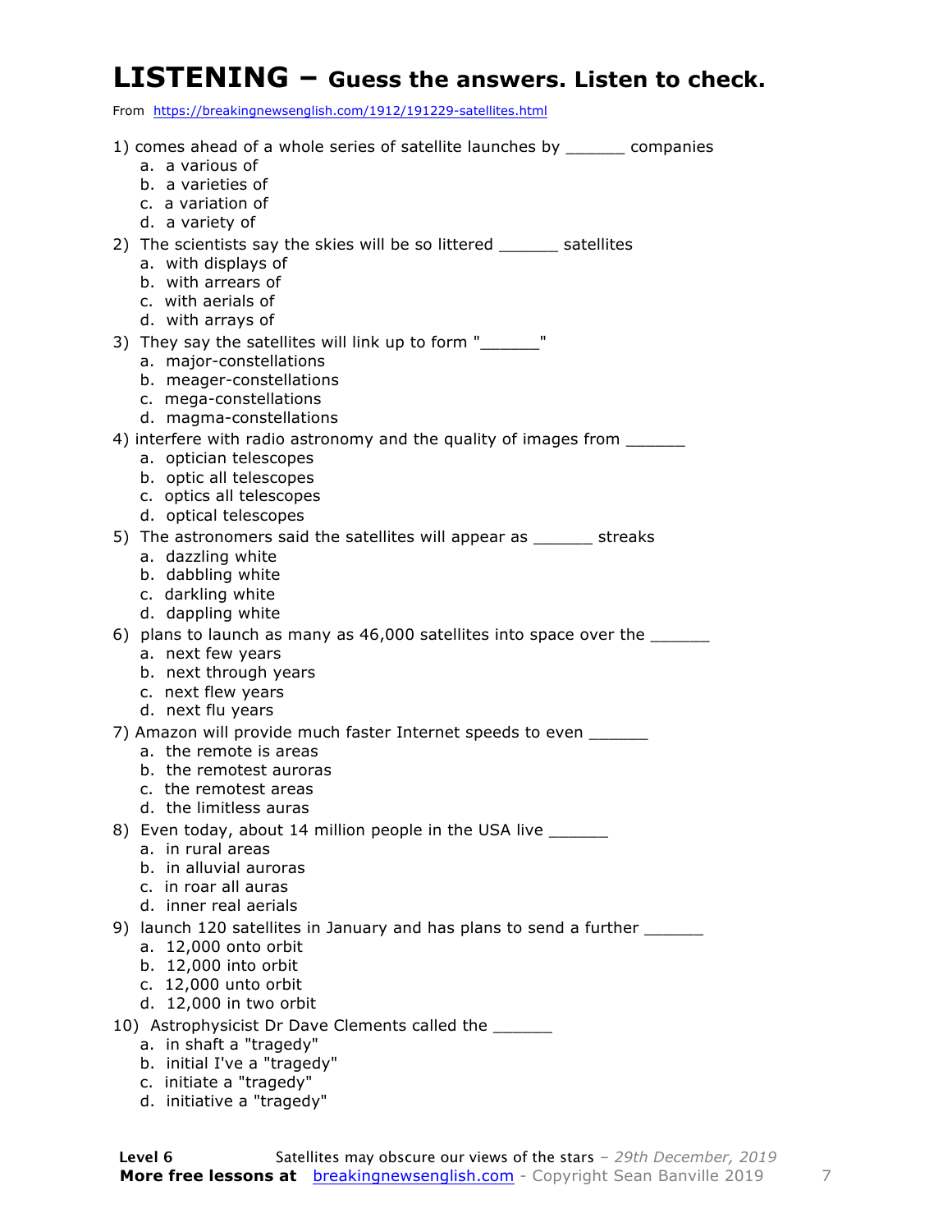# LISTENING – Guess the answers. Listen to check.

From https://breakingnewsenglish.com/1912/191229-satellites.html

1) comes ahead of a whole series of satellite launches by ______ companies
   a. a various of
   b. a varieties of
   c. a variation of
   d. a variety of

2) The scientists say the skies will be so littered ______ satellites
   a. with displays of
   b. with arrears of
   c. with aerials of
   d. with arrays of

3) They say the satellites will link up to form "______"
   a. major-constellations
   b. meager-constellations
   c. mega-constellations
   d. magma-constellations

4) interfere with radio astronomy and the quality of images from ______
   a. optician telescopes
   b. optic all telescopes
   c. optics all telescopes
   d. optical telescopes

5) The astronomers said the satellites will appear as ______ streaks
   a. dazzling white
   b. dabbling white
   c. darkling white
   d. dappling white

6) plans to launch as many as 46,000 satellites into space over the ______
   a. next few years
   b. next through years
   c. next flew years
   d. next flu years

7) Amazon will provide much faster Internet speeds to even ______
   a. the remote is areas
   b. the remotest auroras
   c. the remotest areas
   d. the limitless auras

8) Even today, about 14 million people in the USA live ______
   a. in rural areas
   b. in alluvial auroras
   c. in roar all auras
   d. inner real aerials

9) launch 120 satellites in January and has plans to send a further ______
   a. 12,000 onto orbit
   b. 12,000 into orbit
   c. 12,000 unto orbit
   d. 12,000 in two orbit

10) Astrophysicist Dr Dave Clements called the ______
   a. in shaft a "tragedy"
   b. initial I've a "tragedy"
   c. initiate a "tragedy"
   d. initiative a "tragedy"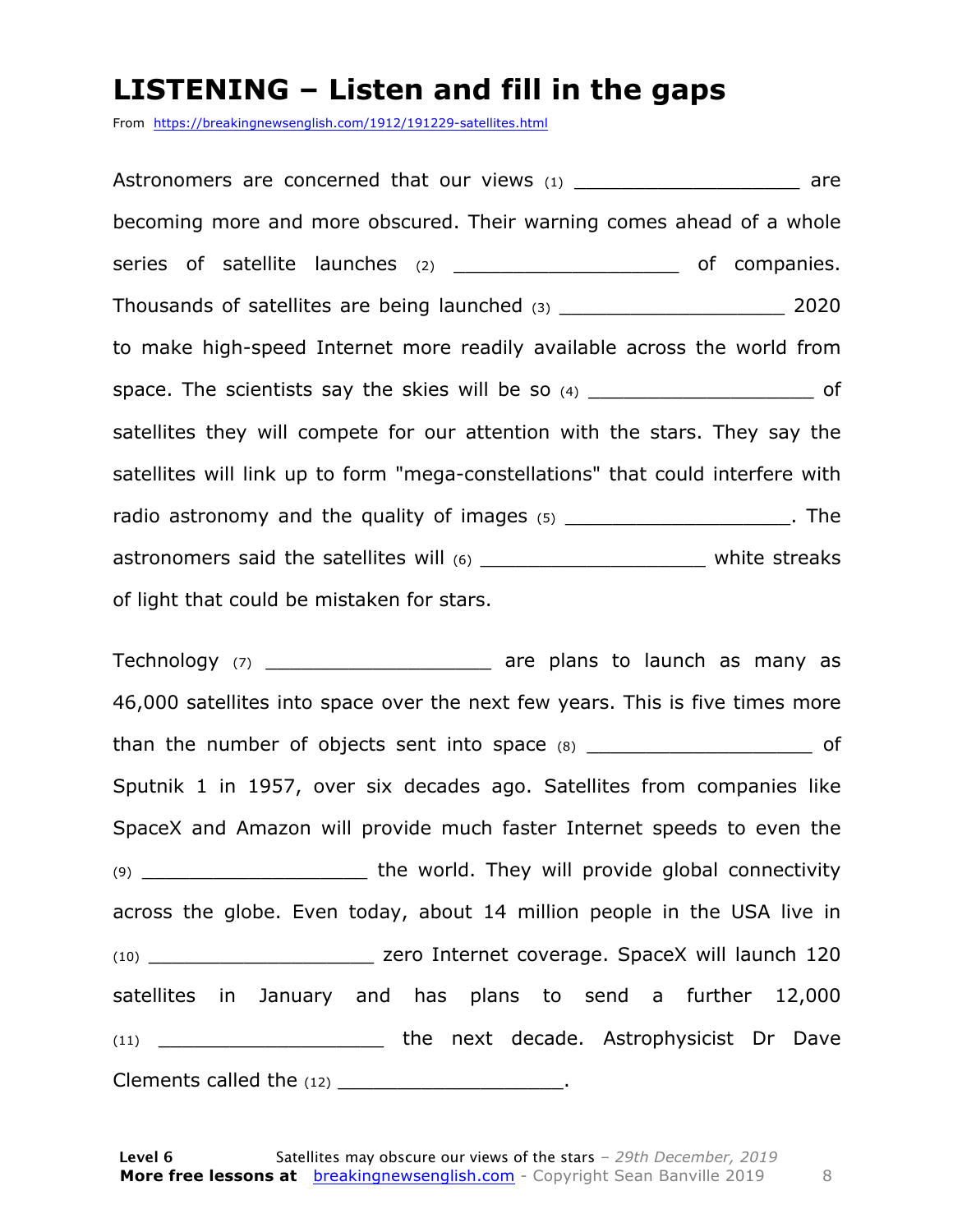# LISTENING – Listen and fill in the gaps

From https://breakingnewsenglish.com/1912/191229-satellites.html

Astronomers are concerned that our views (1) ___________________ are becoming more and more obscured. Their warning comes ahead of a whole series of satellite launches (2) ___________________ of companies. Thousands of satellites are being launched (3) ___________________ 2020 to make high-speed Internet more readily available across the world from space. The scientists say the skies will be so (4) ___________________ of satellites they will compete for our attention with the stars. They say the satellites will link up to form "mega-constellations" that could interfere with radio astronomy and the quality of images (5) ___________________. The astronomers said the satellites will (6) ___________________ white streaks of light that could be mistaken for stars.

Technology (7) ___________________ are plans to launch as many as 46,000 satellites into space over the next few years. This is five times more than the number of objects sent into space (8) ___________________ of Sputnik 1 in 1957, over six decades ago. Satellites from companies like SpaceX and Amazon will provide much faster Internet speeds to even the (9) ___________________ the world. They will provide global connectivity across the globe. Even today, about 14 million people in the USA live in (10) ___________________ zero Internet coverage. SpaceX will launch 120 satellites in January and has plans to send a further 12,000 (11) ___________________ the next decade. Astrophysicist Dr Dave Clements called the (12) ___________________.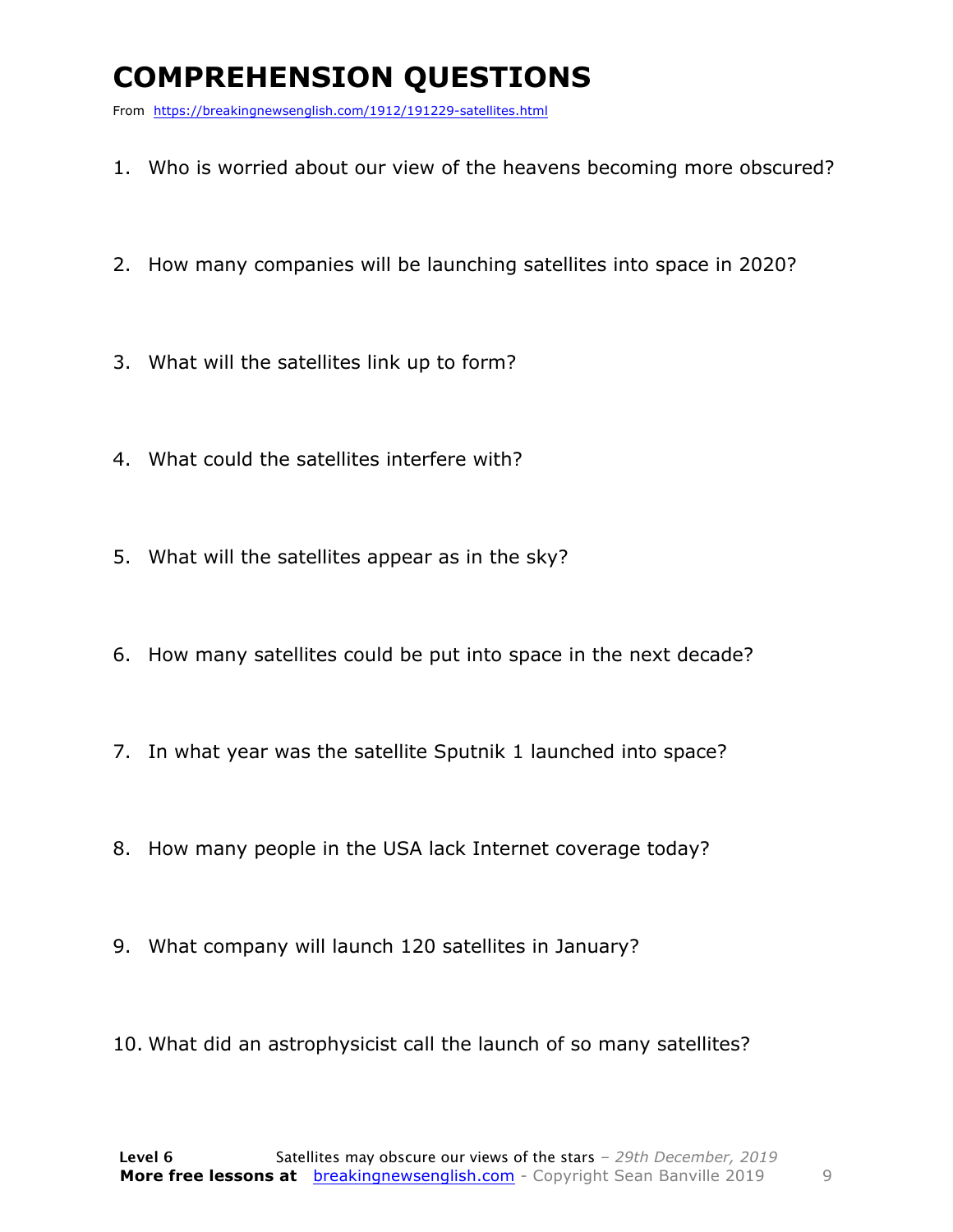# COMPREHENSION QUESTIONS

From https://breakingnewsenglish.com/1912/191229-satellites.html

1. Who is worried about our view of the heavens becoming more obscured?
2. How many companies will be launching satellites into space in 2020?
3. What will the satellites link up to form?
4. What could the satellites interfere with?
5. What will the satellites appear as in the sky?
6. How many satellites could be put into space in the next decade?
7. In what year was the satellite Sputnik 1 launched into space?
8. How many people in the USA lack Internet coverage today?
9. What company will launch 120 satellites in January?
10. What did an astrophysicist call the launch of so many satellites?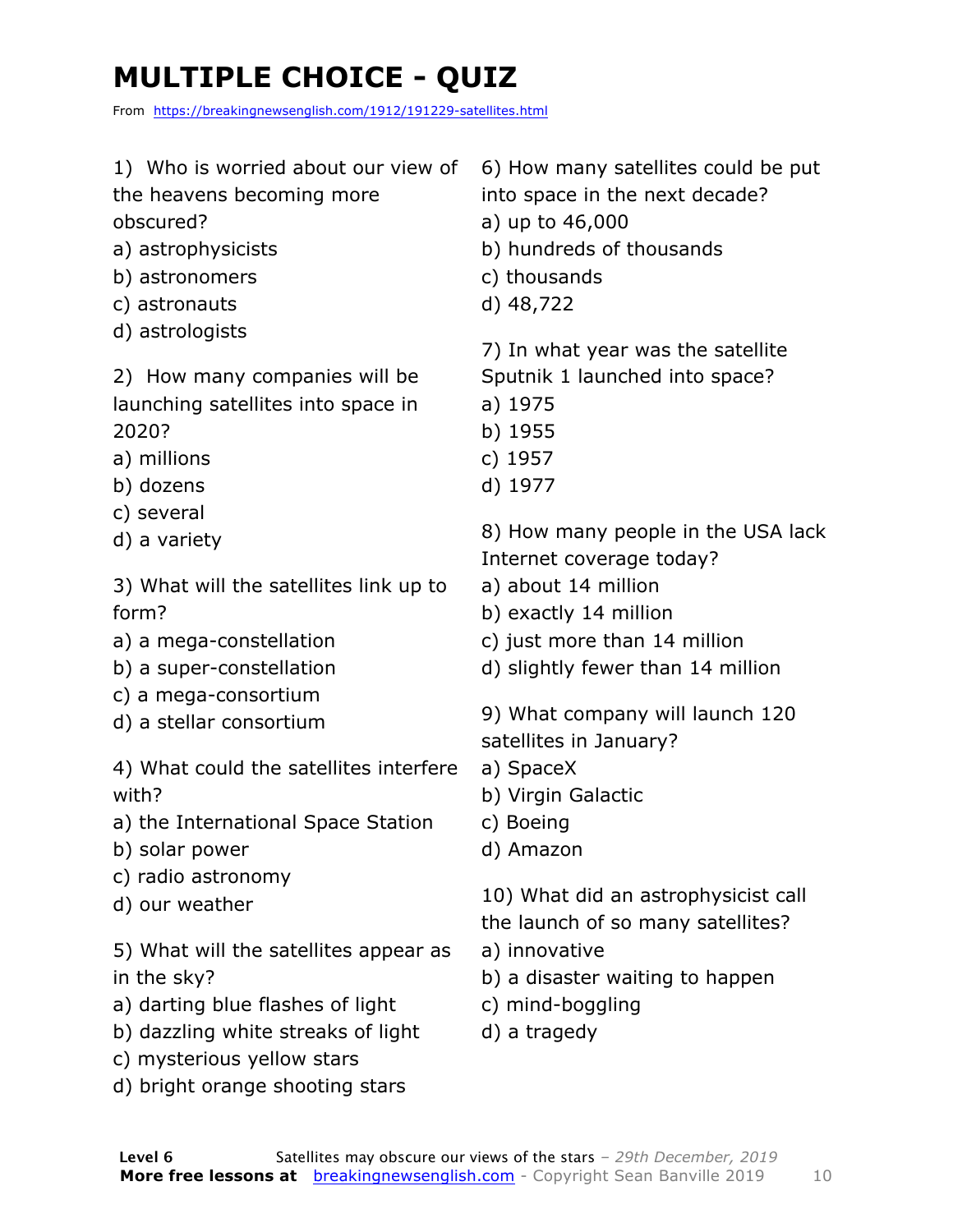# MULTIPLE CHOICE - QUIZ

From https://breakingnewsenglish.com/1912/191229-satellites.html

1) Who is worried about our view of the heavens becoming more obscured?
a) astrophysicists
b) astronomers
c) astronauts
d) astrologists

2) How many companies will be launching satellites into space in 2020?
a) millions
b) dozens
c) several
d) a variety

3) What will the satellites link up to form?
a) a mega-constellation
b) a super-constellation
c) a mega-consortium
d) a stellar consortium

4) What could the satellites interfere with?
a) the International Space Station
b) solar power
c) radio astronomy
d) our weather

5) What will the satellites appear as in the sky?
a) darting blue flashes of light
b) dazzling white streaks of light
c) mysterious yellow stars
d) bright orange shooting stars

6) How many satellites could be put into space in the next decade?
a) up to 46,000
b) hundreds of thousands
c) thousands
d) 48,722

7) In what year was the satellite Sputnik 1 launched into space?
a) 1975
b) 1955
c) 1957
d) 1977

8) How many people in the USA lack Internet coverage today?
a) about 14 million
b) exactly 14 million
c) just more than 14 million
d) slightly fewer than 14 million

9) What company will launch 120 satellites in January?
a) SpaceX
b) Virgin Galactic
c) Boeing
d) Amazon

10) What did an astrophysicist call the launch of so many satellites?
a) innovative
b) a disaster waiting to happen
c) mind-boggling
d) a tragedy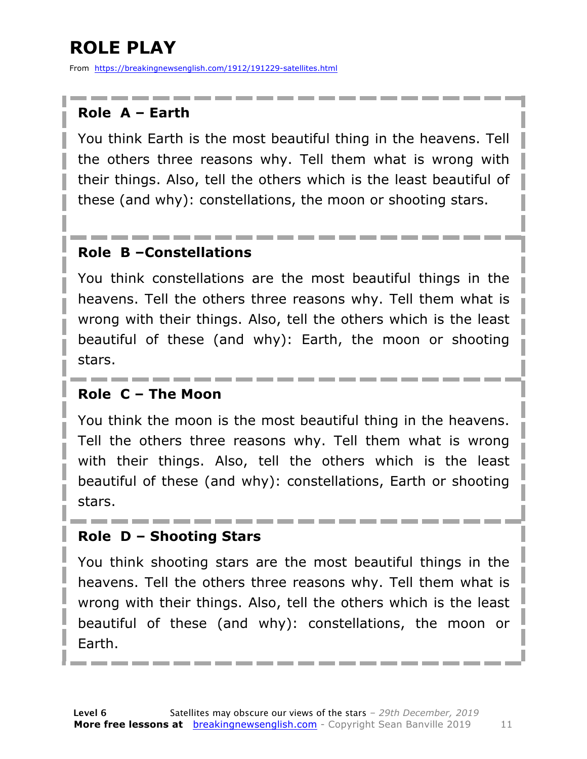# ROLE PLAY

From https://breakingnewsenglish.com/1912/191229-satellites.html

### Role A – Earth

You think Earth is the most beautiful thing in the heavens. Tell the others three reasons why. Tell them what is wrong with their things. Also, tell the others which is the least beautiful of these (and why): constellations, the moon or shooting stars.

### Role B –Constellations

You think constellations are the most beautiful things in the heavens. Tell the others three reasons why. Tell them what is wrong with their things. Also, tell the others which is the least beautiful of these (and why): Earth, the moon or shooting stars.

### Role C – The Moon

You think the moon is the most beautiful thing in the heavens. Tell the others three reasons why. Tell them what is wrong with their things. Also, tell the others which is the least beautiful of these (and why): constellations, Earth or shooting stars.

### Role D – Shooting Stars

You think shooting stars are the most beautiful things in the heavens. Tell the others three reasons why. Tell them what is wrong with their things. Also, tell the others which is the least beautiful of these (and why): constellations, the moon or Earth.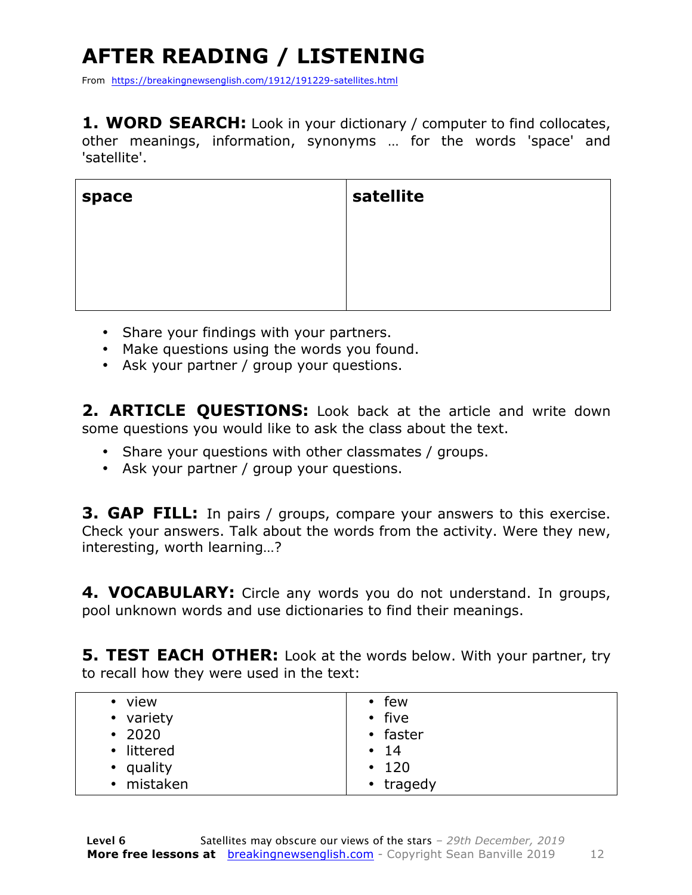# AFTER READING / LISTENING

From https://breakingnewsenglish.com/1912/191229-satellites.html

**1. WORD SEARCH:** Look in your dictionary / computer to find collocates, other meanings, information, synonyms … for the words 'space' and 'satellite'.

| **space** | **satellite** |
|---|---|
| | |

- Share your findings with your partners.
- Make questions using the words you found.
- Ask your partner / group your questions.

**2. ARTICLE QUESTIONS:** Look back at the article and write down some questions you would like to ask the class about the text.

- Share your questions with other classmates / groups.
- Ask your partner / group your questions.

**3. GAP FILL:** In pairs / groups, compare your answers to this exercise. Check your answers. Talk about the words from the activity. Were they new, interesting, worth learning…?

**4. VOCABULARY:** Circle any words you do not understand. In groups, pool unknown words and use dictionaries to find their meanings.

**5. TEST EACH OTHER:** Look at the words below. With your partner, try to recall how they were used in the text:

| | |
|---|---|
| • view | • few |
| • variety | • five |
| • 2020 | • faster |
| • littered | • 14 |
| • quality | • 120 |
| • mistaken | • tragedy |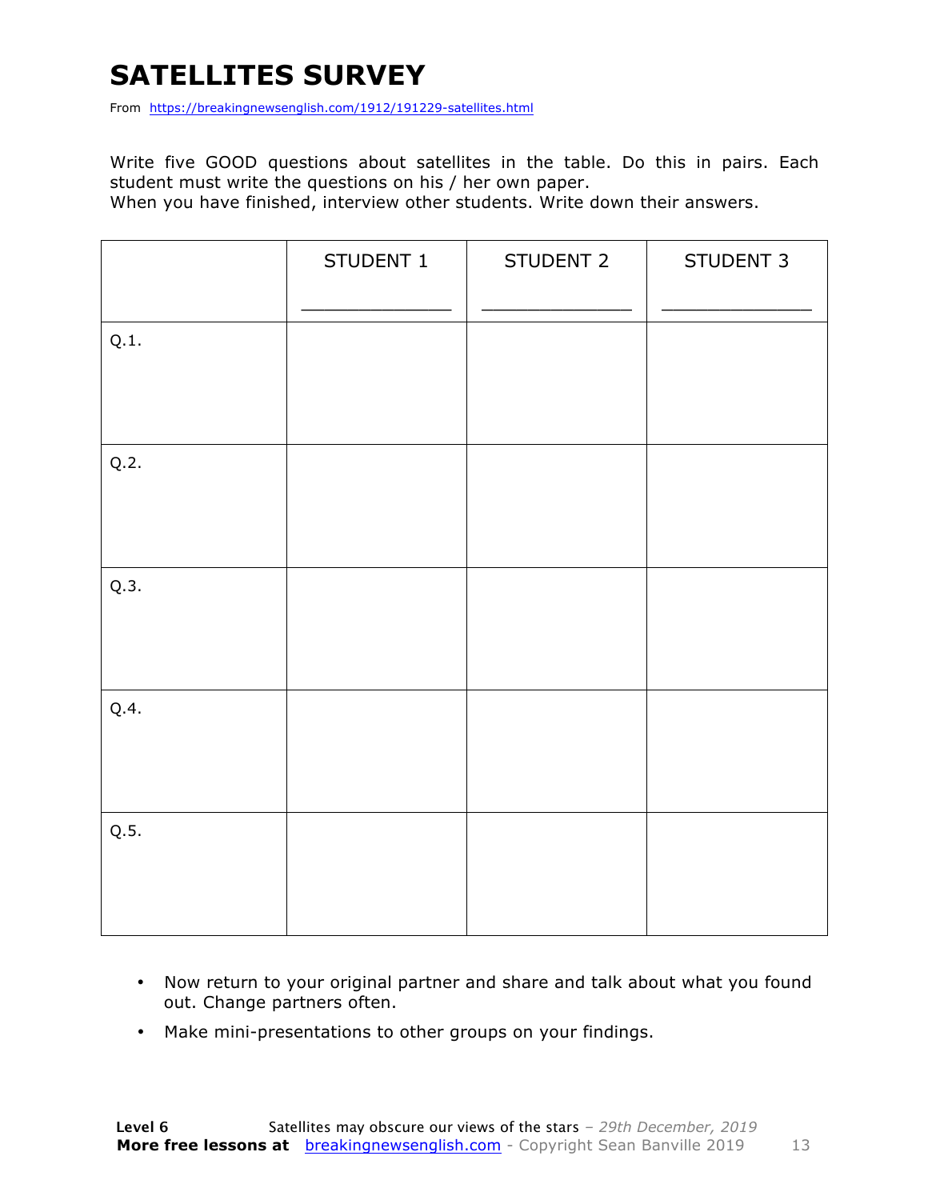# SATELLITES SURVEY

From https://breakingnewsenglish.com/1912/191229-satellites.html

Write five GOOD questions about satellites in the table. Do this in pairs. Each student must write the questions on his / her own paper.
When you have finished, interview other students. Write down their answers.

| | STUDENT 1<br>_______________ | STUDENT 2<br>_______________ | STUDENT 3<br>_______________ |
|---|---|---|---|
| Q.1. | | | |
| Q.2. | | | |
| Q.3. | | | |
| Q.4. | | | |
| Q.5. | | | |

- Now return to your original partner and share and talk about what you found out. Change partners often.
- Make mini-presentations to other groups on your findings.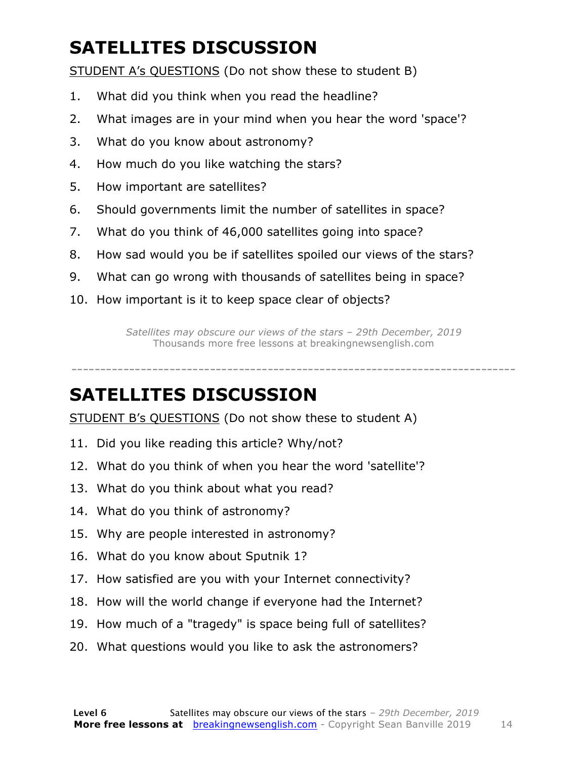# SATELLITES DISCUSSION

STUDENT A's QUESTIONS (Do not show these to student B)

1. What did you think when you read the headline?
2. What images are in your mind when you hear the word 'space'?
3. What do you know about astronomy?
4. How much do you like watching the stars?
5. How important are satellites?
6. Should governments limit the number of satellites in space?
7. What do you think of 46,000 satellites going into space?
8. How sad would you be if satellites spoiled our views of the stars?
9. What can go wrong with thousands of satellites being in space?
10. How important is it to keep space clear of objects?

*Satellites may obscure our views of the stars – 29th December, 2019*
Thousands more free lessons at breakingnewsenglish.com

---

# SATELLITES DISCUSSION

STUDENT B's QUESTIONS (Do not show these to student A)

11. Did you like reading this article? Why/not?
12. What do you think of when you hear the word 'satellite'?
13. What do you think about what you read?
14. What do you think of astronomy?
15. Why are people interested in astronomy?
16. What do you know about Sputnik 1?
17. How satisfied are you with your Internet connectivity?
18. How will the world change if everyone had the Internet?
19. How much of a "tragedy" is space being full of satellites?
20. What questions would you like to ask the astronomers?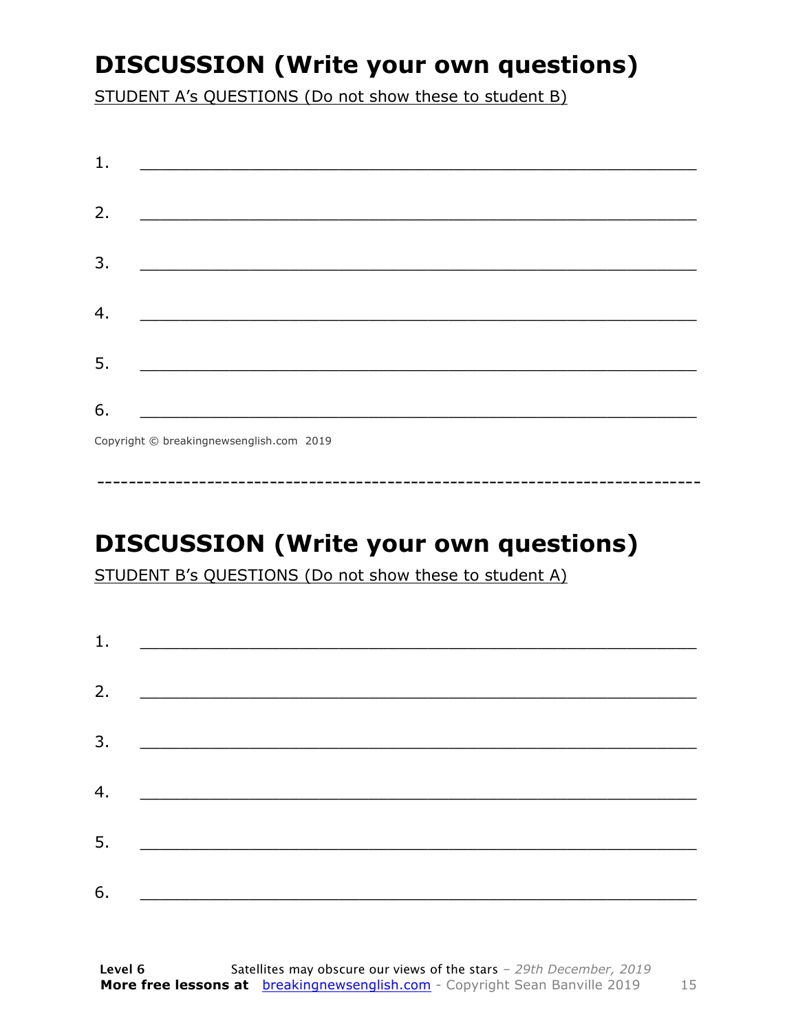# DISCUSSION (Write your own questions)

STUDENT A's QUESTIONS (Do not show these to student B)

1. ___________________________________________________________

2. ___________________________________________________________

3. ___________________________________________________________

4. ___________________________________________________________

5. ___________________________________________________________

6. ___________________________________________________________

Copyright © breakingnewsenglish.com 2019

---

# DISCUSSION (Write your own questions)

STUDENT B's QUESTIONS (Do not show these to student A)

1. ___________________________________________________________

2. ___________________________________________________________

3. ___________________________________________________________

4. ___________________________________________________________

5. ___________________________________________________________

6. ___________________________________________________________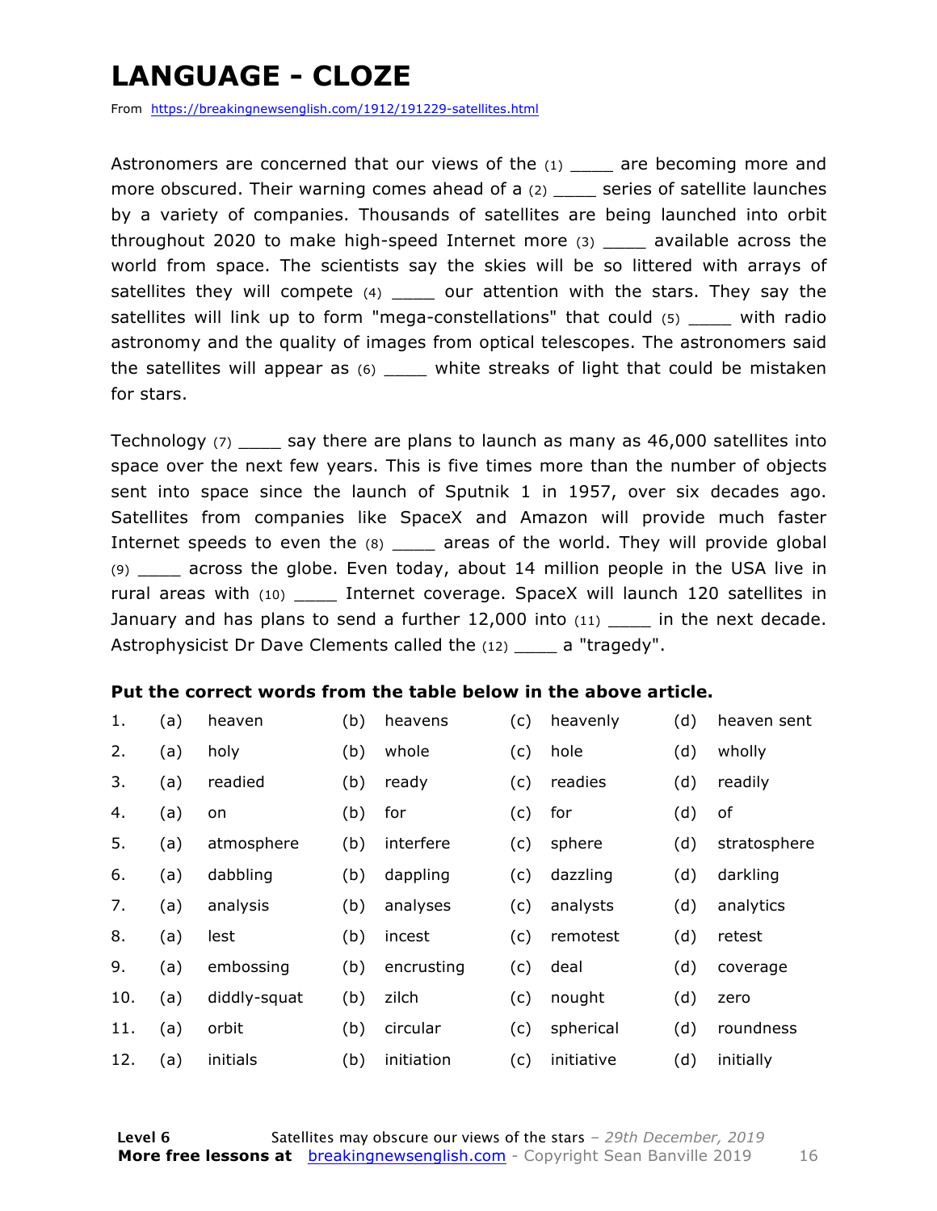# LANGUAGE - CLOZE

From https://breakingnewsenglish.com/1912/191229-satellites.html

Astronomers are concerned that our views of the (1) ____ are becoming more and more obscured. Their warning comes ahead of a (2) ____ series of satellite launches by a variety of companies. Thousands of satellites are being launched into orbit throughout 2020 to make high-speed Internet more (3) ____ available across the world from space. The scientists say the skies will be so littered with arrays of satellites they will compete (4) ____ our attention with the stars. They say the satellites will link up to form "mega-constellations" that could (5) ____ with radio astronomy and the quality of images from optical telescopes. The astronomers said the satellites will appear as (6) ____ white streaks of light that could be mistaken for stars.

Technology (7) ____ say there are plans to launch as many as 46,000 satellites into space over the next few years. This is five times more than the number of objects sent into space since the launch of Sputnik 1 in 1957, over six decades ago. Satellites from companies like SpaceX and Amazon will provide much faster Internet speeds to even the (8) ____ areas of the world. They will provide global (9) ____ across the globe. Even today, about 14 million people in the USA live in rural areas with (10) ____ Internet coverage. SpaceX will launch 120 satellites in January and has plans to send a further 12,000 into (11) ____ in the next decade. Astrophysicist Dr Dave Clements called the (12) ____ a "tragedy".

**Put the correct words from the table below in the above article.**

| | | | | | | | | |
|---|---|---|---|---|---|---|---|---|
| 1. | (a) | heaven | (b) | heavens | (c) | heavenly | (d) | heaven sent |
| 2. | (a) | holy | (b) | whole | (c) | hole | (d) | wholly |
| 3. | (a) | readied | (b) | ready | (c) | readies | (d) | readily |
| 4. | (a) | on | (b) | for | (c) | for | (d) | of |
| 5. | (a) | atmosphere | (b) | interfere | (c) | sphere | (d) | stratosphere |
| 6. | (a) | dabbling | (b) | dappling | (c) | dazzling | (d) | darkling |
| 7. | (a) | analysis | (b) | analyses | (c) | analysts | (d) | analytics |
| 8. | (a) | lest | (b) | incest | (c) | remotest | (d) | retest |
| 9. | (a) | embossing | (b) | encrusting | (c) | deal | (d) | coverage |
| 10. | (a) | diddly-squat | (b) | zilch | (c) | nought | (d) | zero |
| 11. | (a) | orbit | (b) | circular | (c) | spherical | (d) | roundness |
| 12. | (a) | initials | (b) | initiation | (c) | initiative | (d) | initially |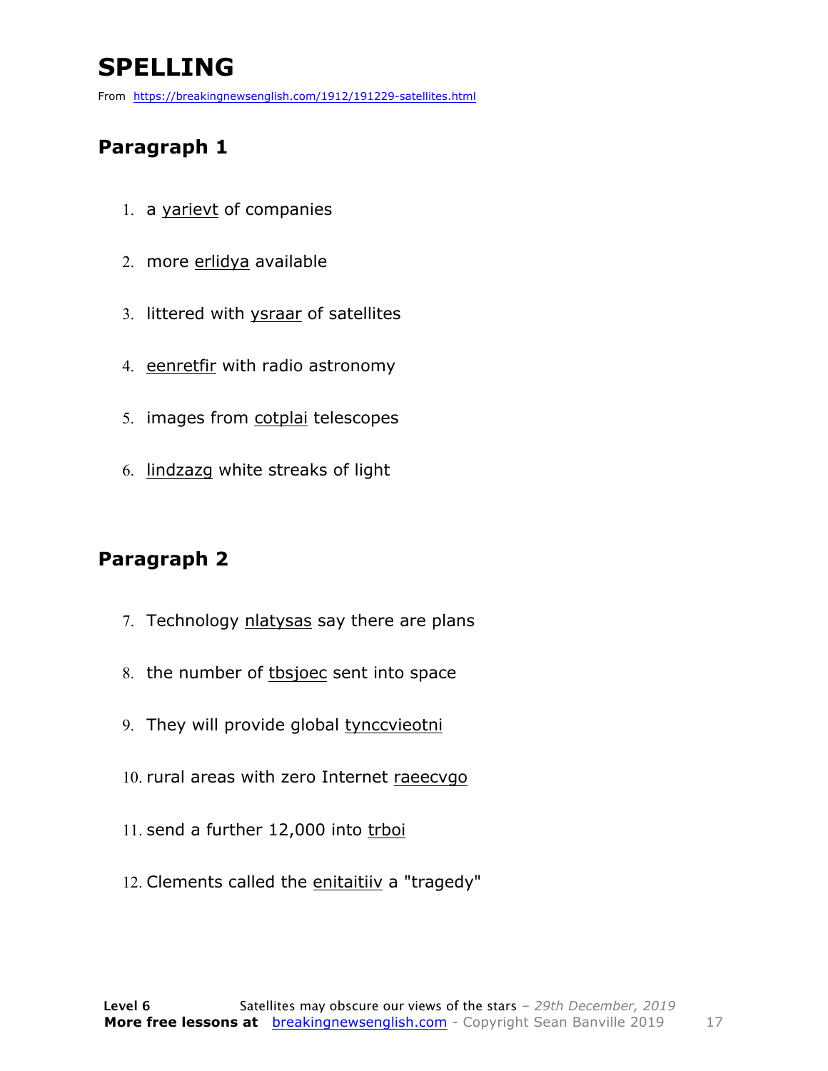# SPELLING

From https://breakingnewsenglish.com/1912/191229-satellites.html

## Paragraph 1

1. a yarievt of companies
2. more erlidya available
3. littered with ysraar of satellites
4. eenretfir with radio astronomy
5. images from cotplai telescopes
6. lindzazg white streaks of light

## Paragraph 2

7. Technology nlatysas say there are plans
8. the number of tbsjoec sent into space
9. They will provide global tynccvieotni
10. rural areas with zero Internet raeecvgo
11. send a further 12,000 into trboi
12. Clements called the enitaitiiv a "tragedy"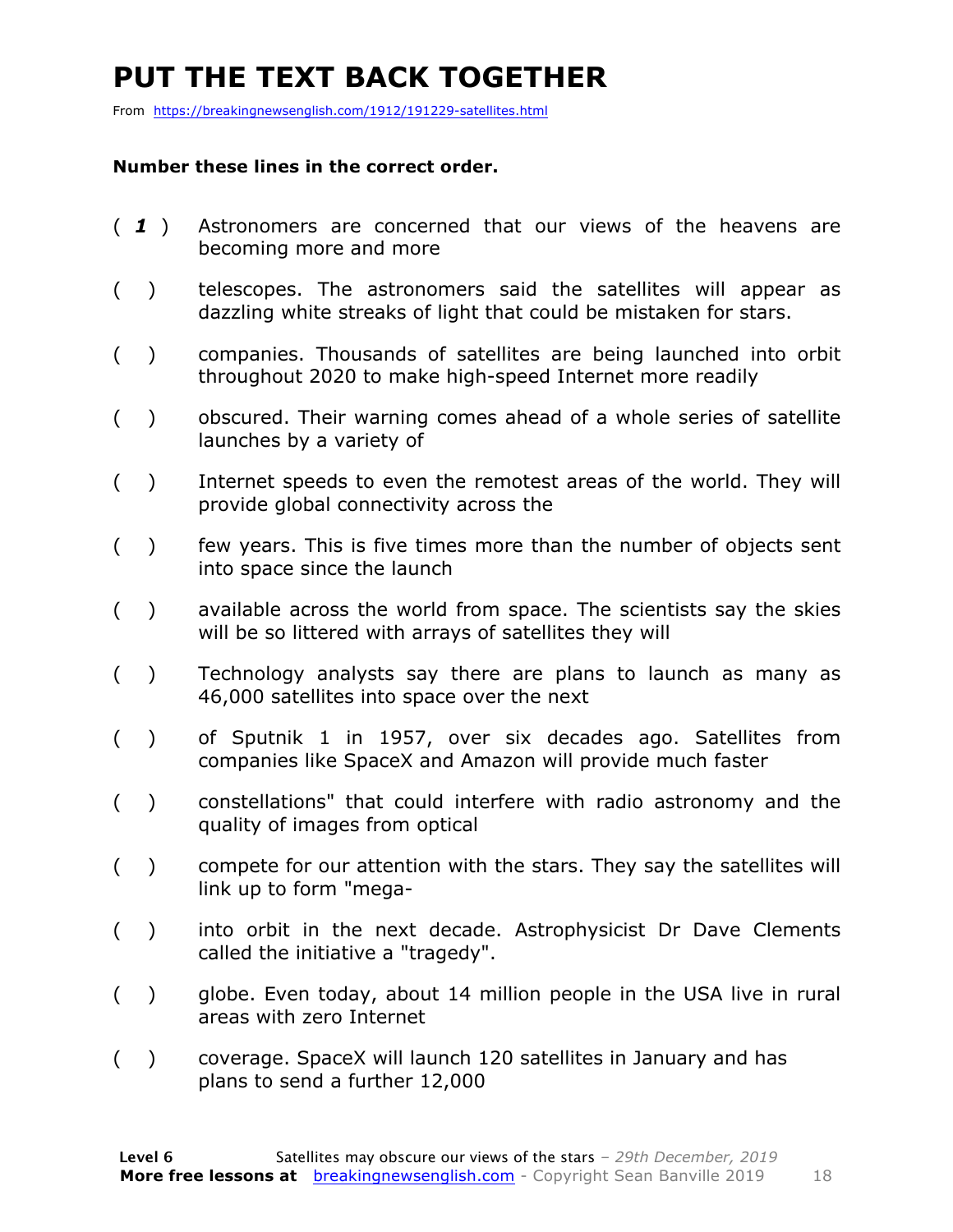# PUT THE TEXT BACK TOGETHER

From https://breakingnewsenglish.com/1912/191229-satellites.html

**Number these lines in the correct order.**

( ***1*** ) Astronomers are concerned that our views of the heavens are becoming more and more

(   ) telescopes. The astronomers said the satellites will appear as dazzling white streaks of light that could be mistaken for stars.

(   ) companies. Thousands of satellites are being launched into orbit throughout 2020 to make high-speed Internet more readily

(   ) obscured. Their warning comes ahead of a whole series of satellite launches by a variety of

(   ) Internet speeds to even the remotest areas of the world. They will provide global connectivity across the

(   ) few years. This is five times more than the number of objects sent into space since the launch

(   ) available across the world from space. The scientists say the skies will be so littered with arrays of satellites they will

(   ) Technology analysts say there are plans to launch as many as 46,000 satellites into space over the next

(   ) of Sputnik 1 in 1957, over six decades ago. Satellites from companies like SpaceX and Amazon will provide much faster

(   ) constellations" that could interfere with radio astronomy and the quality of images from optical

(   ) compete for our attention with the stars. They say the satellites will link up to form "mega-

(   ) into orbit in the next decade. Astrophysicist Dr Dave Clements called the initiative a "tragedy".

(   ) globe. Even today, about 14 million people in the USA live in rural areas with zero Internet

(   ) coverage. SpaceX will launch 120 satellites in January and has plans to send a further 12,000

**Level 6** Satellites may obscure our views of the stars – *29th December, 2019*
**More free lessons at** breakingnewsenglish.com - Copyright Sean Banville 2019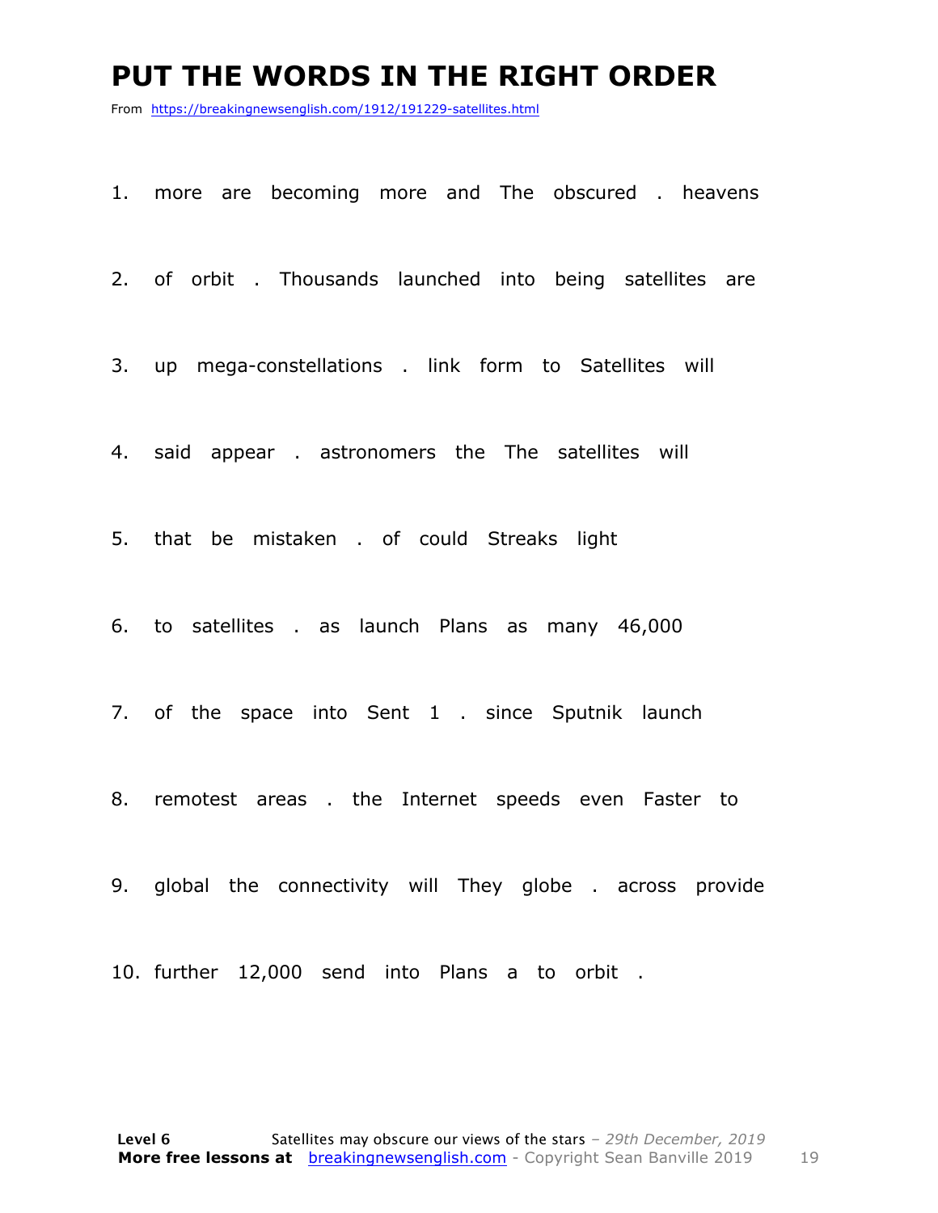# PUT THE WORDS IN THE RIGHT ORDER

From https://breakingnewsenglish.com/1912/191229-satellites.html

1. more are becoming more and The obscured . heavens

2. of orbit . Thousands launched into being satellites are

3. up mega-constellations . link form to Satellites will

4. said appear . astronomers the The satellites will

5. that be mistaken . of could Streaks light

6. to satellites . as launch Plans as many 46,000

7. of the space into Sent 1 . since Sputnik launch

8. remotest areas . the Internet speeds even Faster to

9. global the connectivity will They globe . across provide

10. further 12,000 send into Plans a to orbit .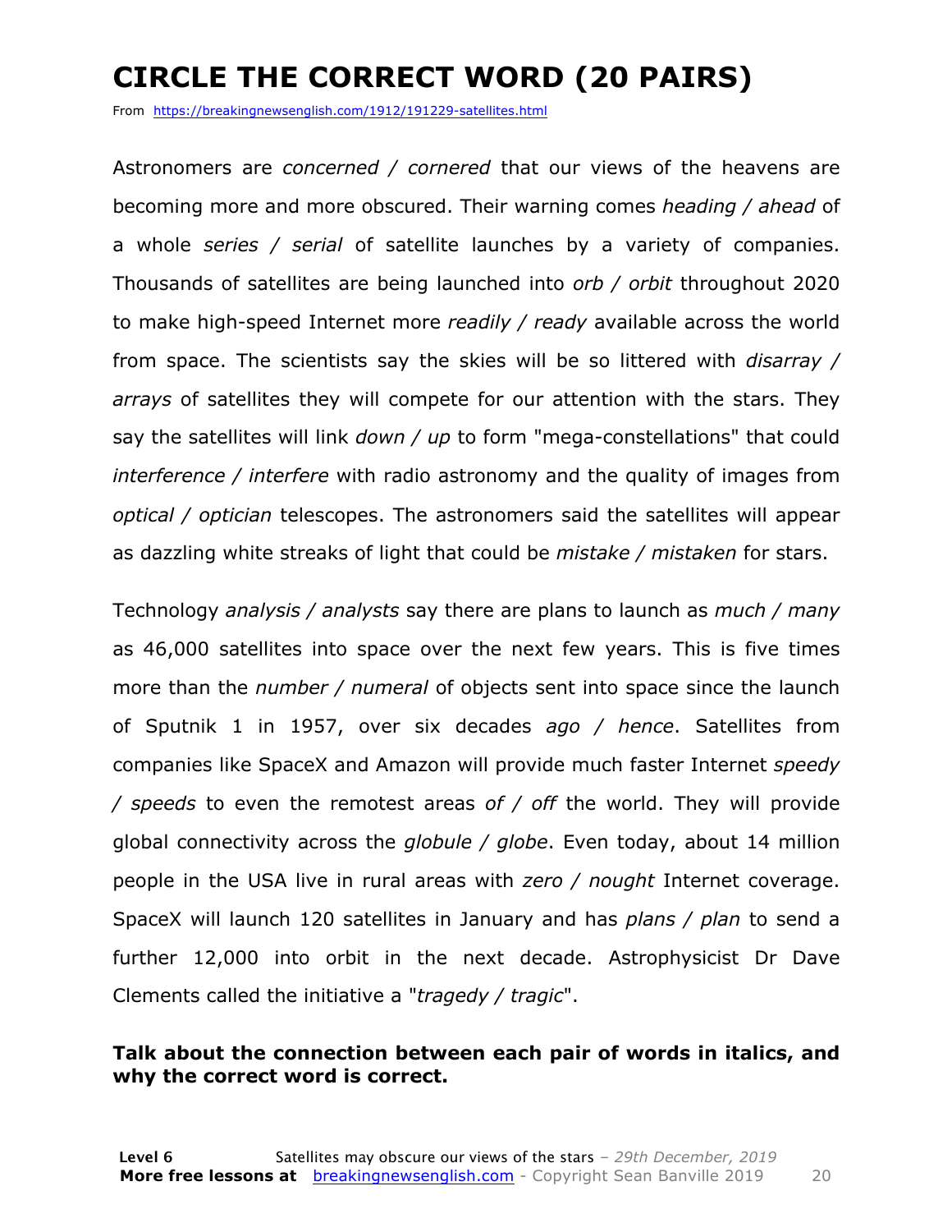# CIRCLE THE CORRECT WORD (20 PAIRS)

From https://breakingnewsenglish.com/1912/191229-satellites.html

Astronomers are *concerned / cornered* that our views of the heavens are becoming more and more obscured. Their warning comes *heading / ahead* of a whole *series / serial* of satellite launches by a variety of companies. Thousands of satellites are being launched into *orb / orbit* throughout 2020 to make high-speed Internet more *readily / ready* available across the world from space. The scientists say the skies will be so littered with *disarray / arrays* of satellites they will compete for our attention with the stars. They say the satellites will link *down / up* to form "mega-constellations" that could *interference / interfere* with radio astronomy and the quality of images from *optical / optician* telescopes. The astronomers said the satellites will appear as dazzling white streaks of light that could be *mistake / mistaken* for stars.

Technology *analysis / analysts* say there are plans to launch as *much / many* as 46,000 satellites into space over the next few years. This is five times more than the *number / numeral* of objects sent into space since the launch of Sputnik 1 in 1957, over six decades *ago / hence*. Satellites from companies like SpaceX and Amazon will provide much faster Internet *speedy / speeds* to even the remotest areas *of / off* the world. They will provide global connectivity across the *globule / globe*. Even today, about 14 million people in the USA live in rural areas with *zero / nought* Internet coverage. SpaceX will launch 120 satellites in January and has *plans / plan* to send a further 12,000 into orbit in the next decade. Astrophysicist Dr Dave Clements called the initiative a "*tragedy / tragic*".

**Talk about the connection between each pair of words in italics, and why the correct word is correct.**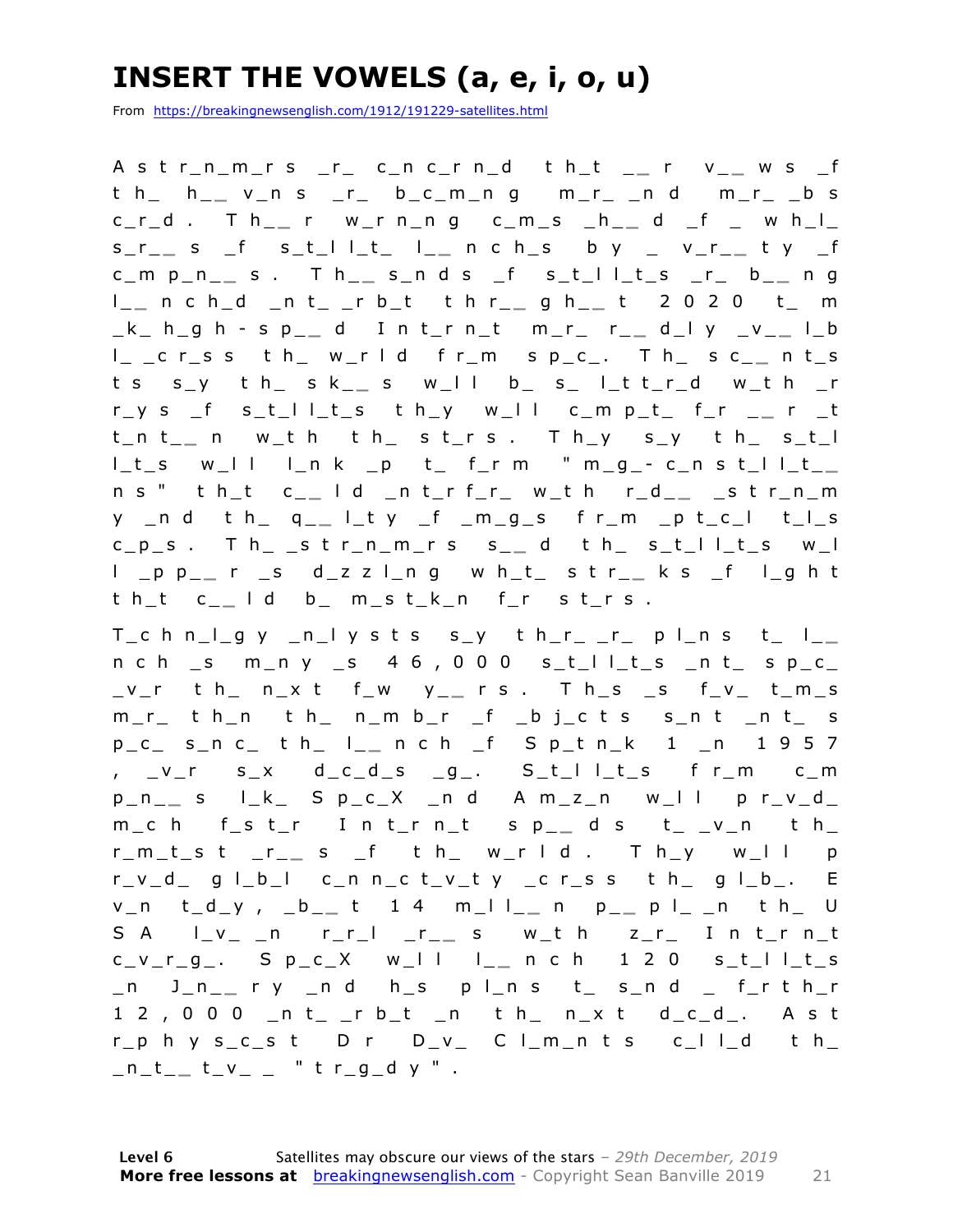# INSERT THE VOWELS (a, e, i, o, u)

From https://breakingnewsenglish.com/1912/191229-satellites.html

Astr_n_m_rs _r_ c_nc_rn_d th_t __r v__ws _f th_ h__v_ns _r_ b_c_m_ng m_r_ _nd m_r_ _bsc_r_d. Th__r w_rn_ng c_m_s _h__d _f _ wh_l_ s_r__s _f s_t_ll_t_ l__nch_s by _ v_r__ty _f c_mp_n__s. Th__s_nds _f s_t_ll_t_s _r_ b__ng l__nch_d _nt_ _rb_t thr__gh__t 2020 t_ m_k_ h_gh-sp__d Int_rn_t m_r_ r__d_ly _v__l_bl_ _cr_ss th_ w_rld fr_m sp_c_. Th_ sc__nt_sts s_y th_ sk__s w_ll b_ s_ l_tt_r_d w_th _rr_ys _f s_t_ll_t_s th_y w_ll c_mp_t_ f_r __r _tt_nt__n w_th th_ st_rs. Th_y s_y th_ s_t_ll_t_s w_ll l_nk _p t_ f_rm "m_g_-c_nst_ll_t__ns" th_t c__ld _nt_rf_r_ w_th r_d__ _str_n_my _nd th_ q__l_ty _f _m_g_s fr_m _pt_c_l t_l_sc_p_s. Th_ _str_n_m_rs s__d th_ s_t_ll_t_s w_ll _pp__r _s d_zzl_ng wh_t_ str__ks _f l_ght th_t c__ld b_ m_st_k_n f_r st_rs.

T_chn_l_gy _n_lysts s_y th_r_ _r_ pl_ns t_ l__nch _s m_ny _s 46,000 s_t_ll_t_s _nt_ sp_c_ _v_r th_ n_xt f_w y__rs. Th_s _s f_v_ t_m_s m_r_ th_n th_ n_mb_r _f _bj_cts s_nt _nt_ sp_c_ s_nc_ th_ l__nch _f Sp_tn_k 1 _n 1957, _v_r s_x d_c_d_s _g_. S_t_ll_t_s fr_m c_mp_n__s l_k_ Sp_c_X _nd Am_z_n w_ll pr_v_d_ m_ch f_st_r Int_rn_t sp__ds t_ _v_n th_ r_m_t_st _r__s _f th_ w_rld. Th_y w_ll pr_v_d_ gl_b_l c_nn_ct_v_ty _cr_ss th_ gl_b_. Ev_n t_d_y, _b__t 14 m_ll__n p__pl_ _n th_ US l_v_ _n r_r_l _r__s w_th z_r_ Int_rn_t c_v_r_g_. Sp_c_X w_ll l__nch 120 s_t_ll_t_s _n J_n__ry _nd h_s pl_ns t_ s_nd _ f_rth_r 12,000 _nt_ _rb_t _n th_ n_xt d_c_d_. Astr_phys_c_st Dr D_v_ Cl_m_nts c_ll_d th_ _n_t__t_v_ _ "tr_g_dy".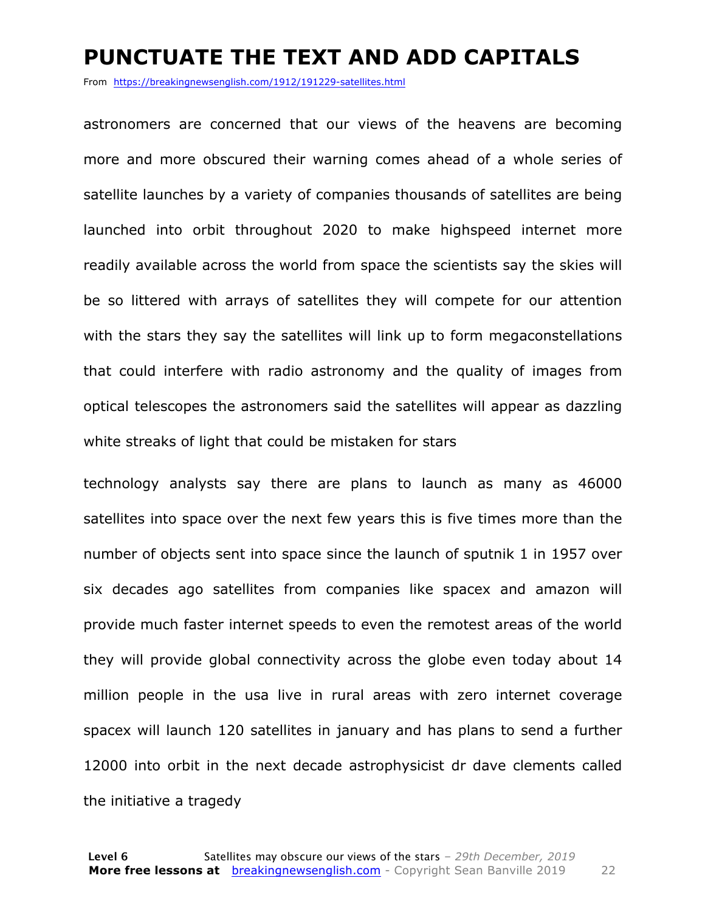# PUNCTUATE THE TEXT AND ADD CAPITALS

From https://breakingnewsenglish.com/1912/191229-satellites.html

astronomers are concerned that our views of the heavens are becoming more and more obscured their warning comes ahead of a whole series of satellite launches by a variety of companies thousands of satellites are being launched into orbit throughout 2020 to make highspeed internet more readily available across the world from space the scientists say the skies will be so littered with arrays of satellites they will compete for our attention with the stars they say the satellites will link up to form megaconstellations that could interfere with radio astronomy and the quality of images from optical telescopes the astronomers said the satellites will appear as dazzling white streaks of light that could be mistaken for stars

technology analysts say there are plans to launch as many as 46000 satellites into space over the next few years this is five times more than the number of objects sent into space since the launch of sputnik 1 in 1957 over six decades ago satellites from companies like spacex and amazon will provide much faster internet speeds to even the remotest areas of the world they will provide global connectivity across the globe even today about 14 million people in the usa live in rural areas with zero internet coverage spacex will launch 120 satellites in january and has plans to send a further 12000 into orbit in the next decade astrophysicist dr dave clements called the initiative a tragedy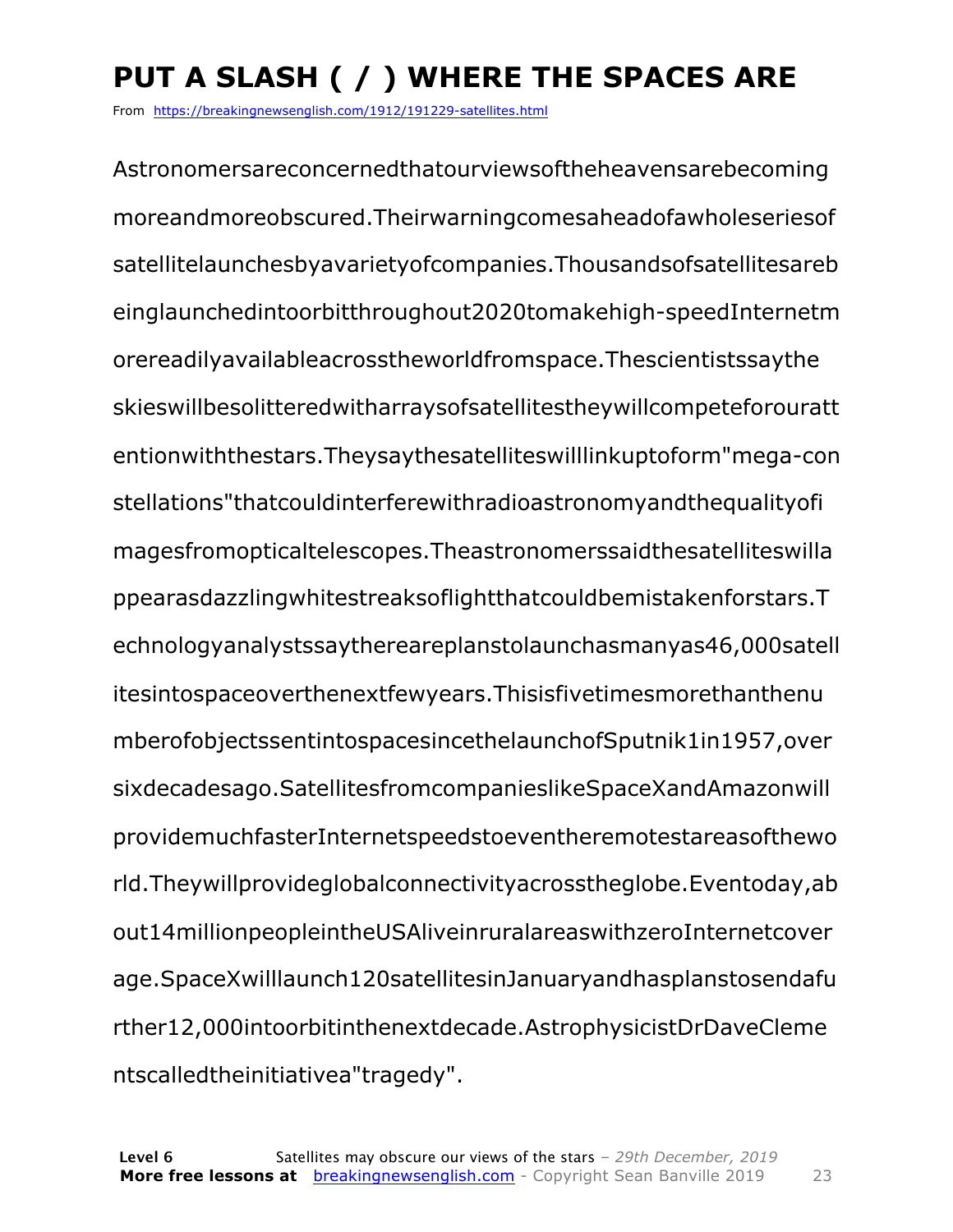# PUT A SLASH ( / ) WHERE THE SPACES ARE

From https://breakingnewsenglish.com/1912/191229-satellites.html

Astronomersareconcernedthatourviewsoftheheavensarebecoming moreandmoreobscured.Theirwarningcomesaheadofawholeseriesof satellitelaunchesbyavarietyofcompanies.Thousandsofsatellitesareb einglaunchedintoorbitthroughout2020tomakehigh-speedInternetm orereadilyavailableacrosstheworldfromspace.Thescientistssaythe skieswillbesolitteredwitharraysofsatellitestheywillcompeteforouratt entionwiththestars.Theysaythesatelliteswilllinkuptoform"mega-con stellations"thatcouldinterferewithradioastronomyandthequalityofi magesfromopticaltelescopes.Theastronomerssaidthesatelliteswilla ppearasdazzlingwhitestreaksoflightthatcouldbemistakenforstars.T echnologyanalystssaythereareplanstolaunchasmanyas46,000satell itesintospaceoverthenextfewyears.Thisisfivetimesmorethanthenu mberofobjectssentintospacesincethelaunchofSputnik1in1957,over sixdecadesago.SatellitesfromcompanieslikeSpaceXandAmazonwill providemuchfasterInternetspeedstoeventheremotestareasofthewo rld.Theywillprovideglobalconnectivityacrosstheglobe.Eventoday,ab out14millionpeopleintheUSAliveinruralareaswithzeroInternetcover age.SpaceXwilllaunch120satellitesinJanuaryandhasplanstosendafu rther12,000intoorbitinthenextdecade.AstrophysicistDrDaveCleme ntscalledtheinitiativea"tragedy".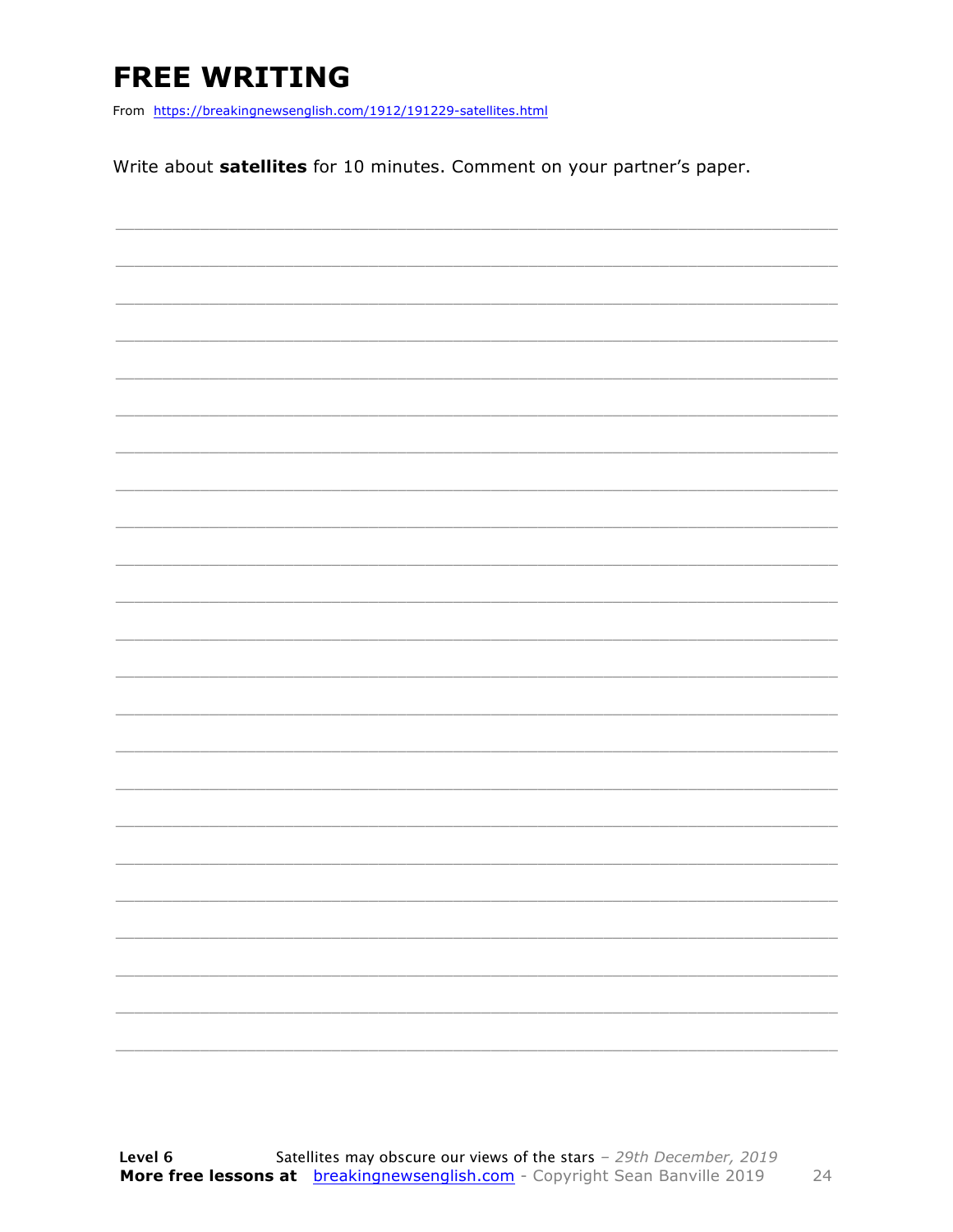# FREE WRITING

From https://breakingnewsenglish.com/1912/191229-satellites.html

Write about **satellites** for 10 minutes. Comment on your partner's paper.

______________________________________________________________________

______________________________________________________________________

______________________________________________________________________

______________________________________________________________________

______________________________________________________________________

______________________________________________________________________

______________________________________________________________________

______________________________________________________________________

______________________________________________________________________

______________________________________________________________________

______________________________________________________________________

______________________________________________________________________

______________________________________________________________________

______________________________________________________________________

______________________________________________________________________

______________________________________________________________________

______________________________________________________________________

______________________________________________________________________

______________________________________________________________________

______________________________________________________________________

______________________________________________________________________

______________________________________________________________________

______________________________________________________________________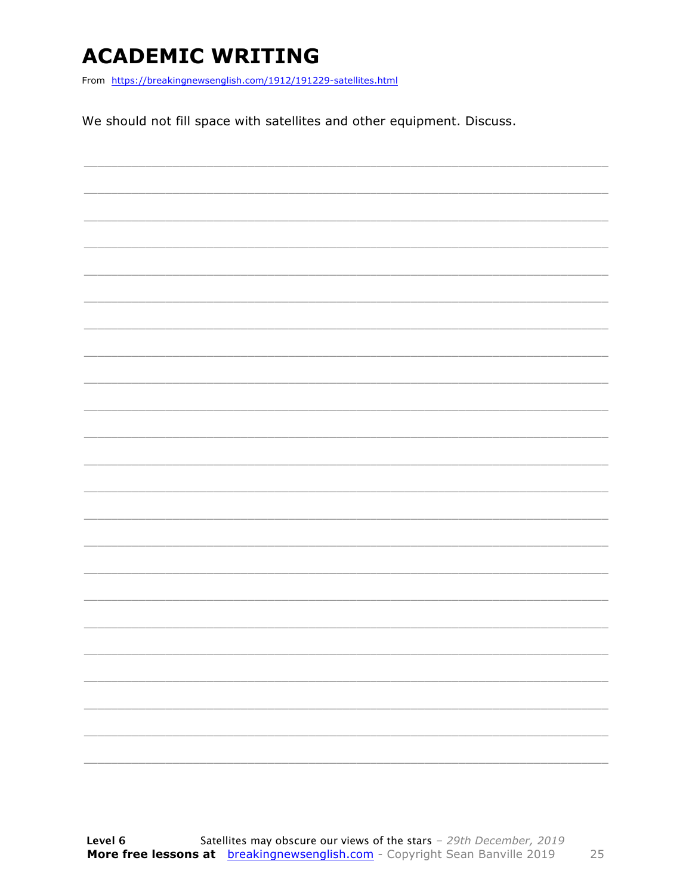# ACADEMIC WRITING

From https://breakingnewsenglish.com/1912/191229-satellites.html

We should not fill space with satellites and other equipment. Discuss.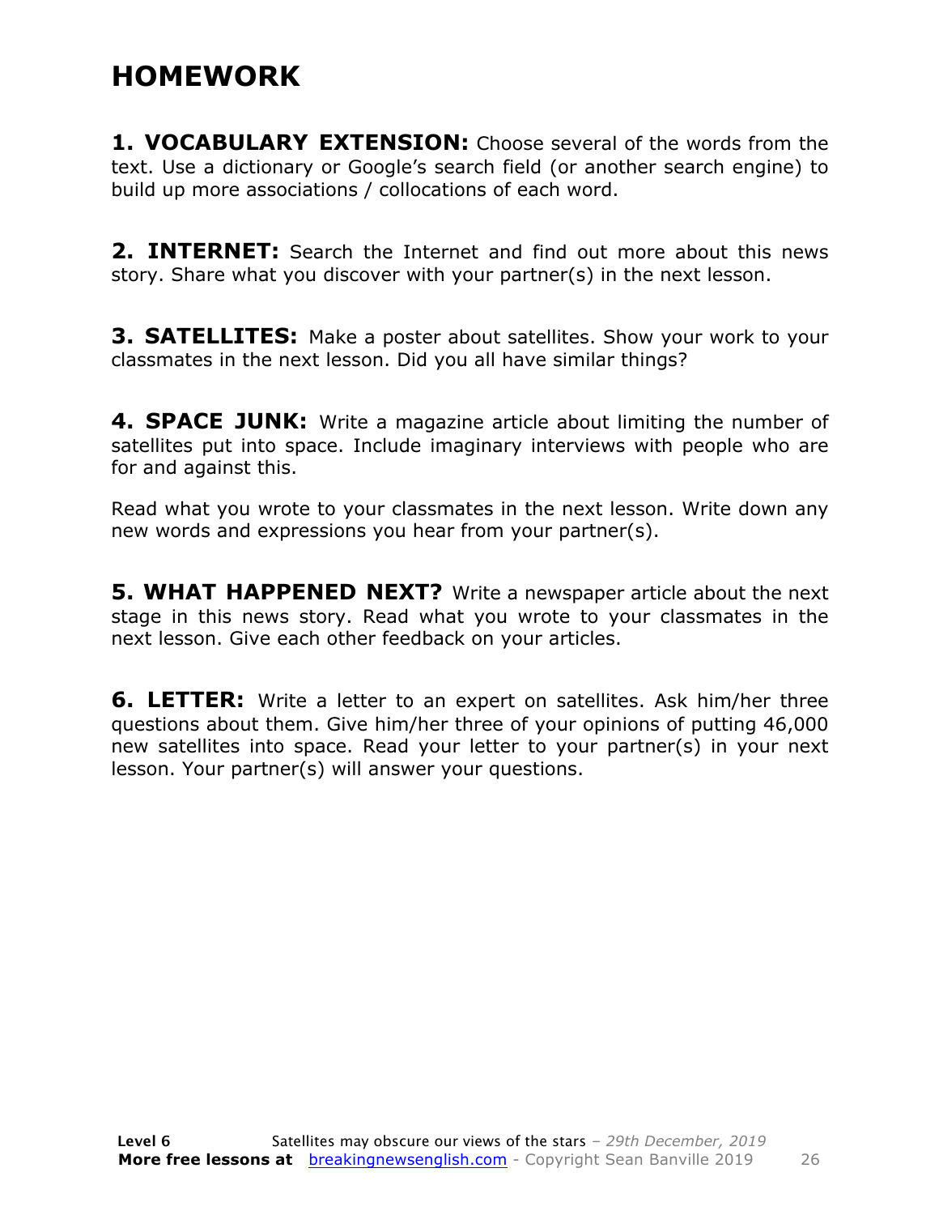# HOMEWORK

**1. VOCABULARY EXTENSION:** Choose several of the words from the text. Use a dictionary or Google's search field (or another search engine) to build up more associations / collocations of each word.

**2. INTERNET:** Search the Internet and find out more about this news story. Share what you discover with your partner(s) in the next lesson.

**3. SATELLITES:** Make a poster about satellites. Show your work to your classmates in the next lesson. Did you all have similar things?

**4. SPACE JUNK:** Write a magazine article about limiting the number of satellites put into space. Include imaginary interviews with people who are for and against this.

Read what you wrote to your classmates in the next lesson. Write down any new words and expressions you hear from your partner(s).

**5. WHAT HAPPENED NEXT?** Write a newspaper article about the next stage in this news story. Read what you wrote to your classmates in the next lesson. Give each other feedback on your articles.

**6. LETTER:** Write a letter to an expert on satellites. Ask him/her three questions about them. Give him/her three of your opinions of putting 46,000 new satellites into space. Read your letter to your partner(s) in your next lesson. Your partner(s) will answer your questions.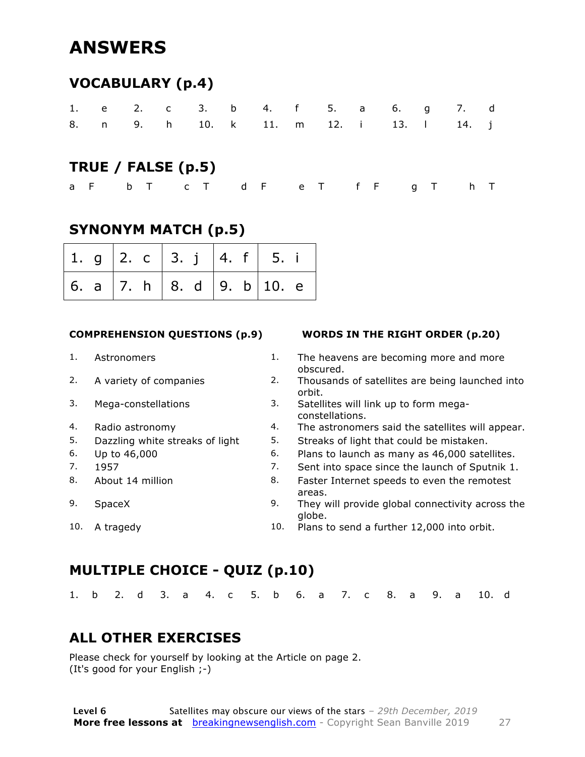# ANSWERS

## VOCABULARY (p.4)

| | | | | | | | | | | | | | |
|---|---|---|---|---|---|---|---|---|---|---|---|---|---|
| 1. | e | 2. | c | 3. | b | 4. | f | 5. | a | 6. | g | 7. | d |
| 8. | n | 9. | h | 10. | k | 11. | m | 12. | i | 13. | l | 14. | j |

## TRUE / FALSE (p.5)

a F  b T  c T  d F  e T  f F  g T  h T

## SYNONYM MATCH (p.5)

| | | | | |
|---|---|---|---|---|
| 1. g | 2. c | 3. j | 4. f | 5. i |
| 6. a | 7. h | 8. d | 9. b | 10. e |

**COMPREHENSION QUESTIONS (p.9)**

1. Astronomers
2. A variety of companies
3. Mega-constellations
4. Radio astronomy
5. Dazzling white streaks of light
6. Up to 46,000
7. 1957
8. About 14 million
9. SpaceX
10. A tragedy

**WORDS IN THE RIGHT ORDER (p.20)**

1. The heavens are becoming more and more obscured.
2. Thousands of satellites are being launched into orbit.
3. Satellites will link up to form mega-constellations.
4. The astronomers said the satellites will appear.
5. Streaks of light that could be mistaken.
6. Plans to launch as many as 46,000 satellites.
7. Sent into space since the launch of Sputnik 1.
8. Faster Internet speeds to even the remotest areas.
9. They will provide global connectivity across the globe.
10. Plans to send a further 12,000 into orbit.

## MULTIPLE CHOICE - QUIZ (p.10)

1. b  2. d  3. a  4. c  5. b  6. a  7. c  8. a  9. a  10. d

## ALL OTHER EXERCISES

Please check for yourself by looking at the Article on page 2.
(It's good for your English ;-)